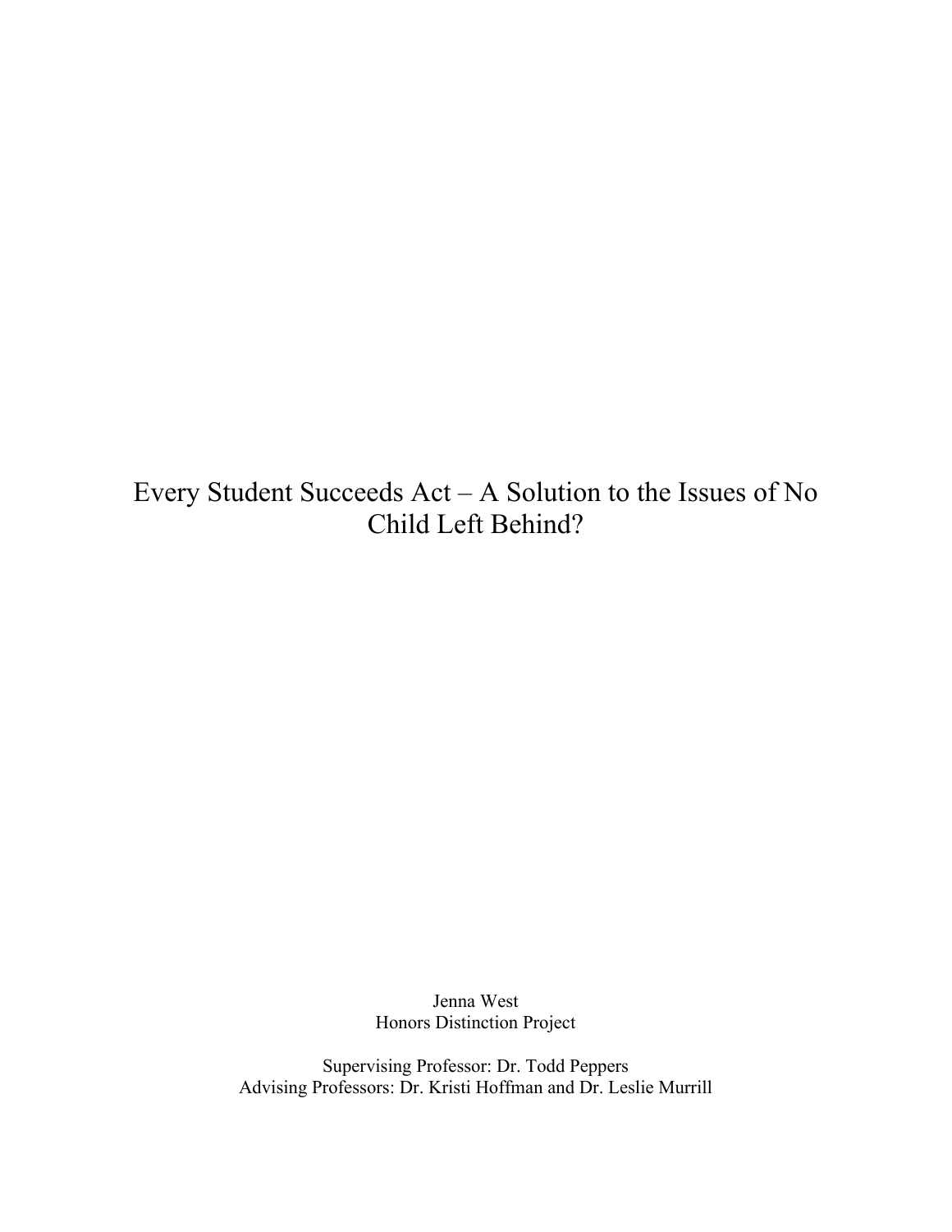# Every Student Succeeds Act – A Solution to the Issues of No Child Left Behind?

Jenna West
Honors Distinction Project

Supervising Professor: Dr. Todd Peppers
Advising Professors: Dr. Kristi Hoffman and Dr. Leslie Murrill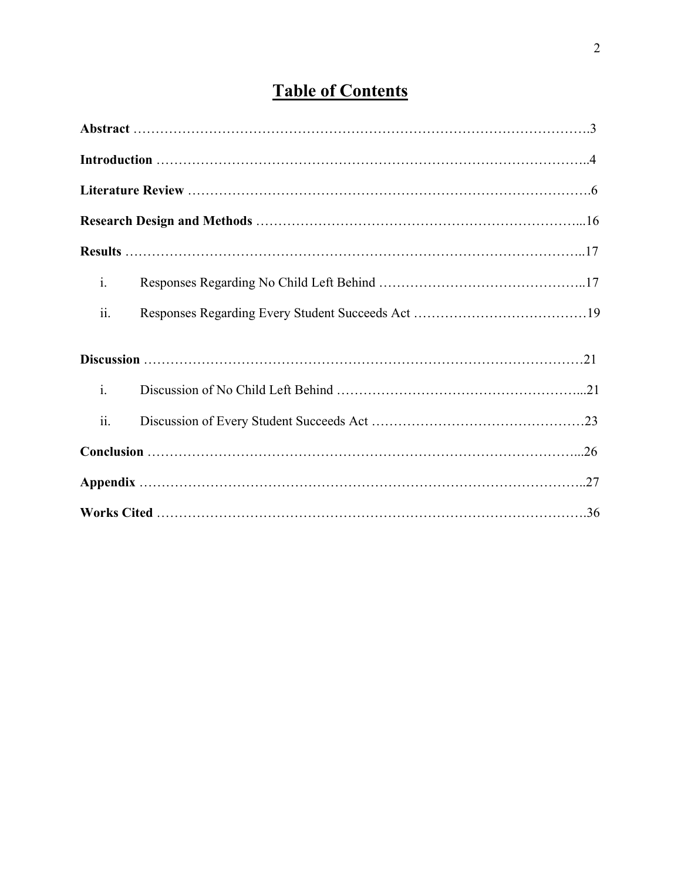# Table of Contents

**Abstract** ……………………………………………………………………………………….3

**Introduction** …………………………………………………………………………………..4

**Literature Review** …………………………………………………………………………….6

**Research Design and Methods** ……………………………………………………………...16

**Results** ………………………………………………………………………………………..17

i. Responses Regarding No Child Left Behind ………………………………………..17

ii. Responses Regarding Every Student Succeeds Act …………………………………19

**Discussion** ……………………………………………………………………………………21

i. Discussion of No Child Left Behind ………………………………………………...21

ii. Discussion of Every Student Succeeds Act …………………………………………23

**Conclusion** …………………………………………………………………………………...26

**Appendix** ……………………………………………………………………………………..27

**Works Cited** ………………………………………………………………………………….36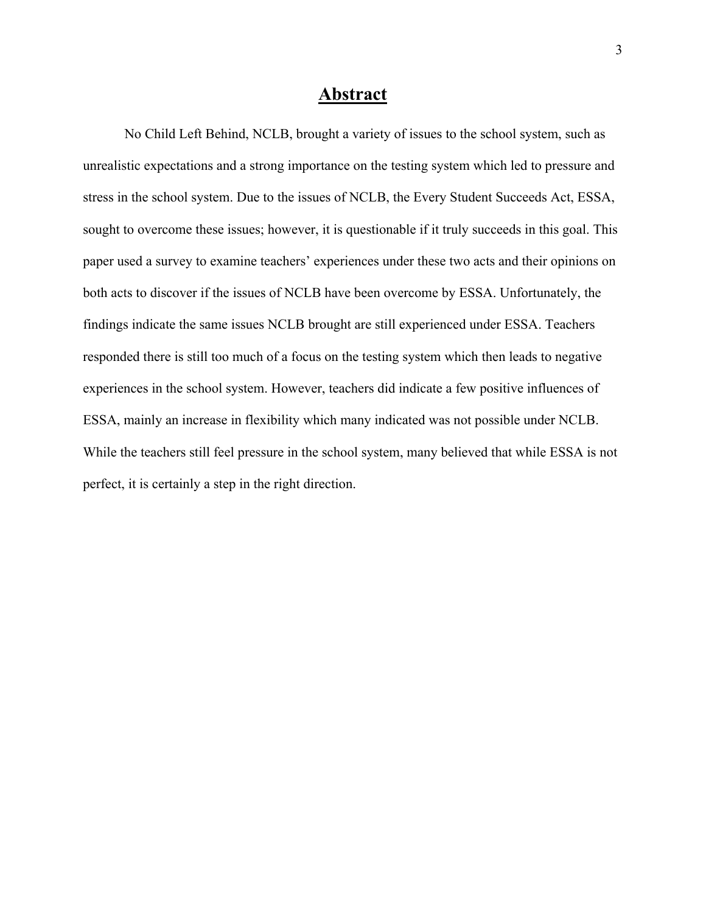# Abstract

No Child Left Behind, NCLB, brought a variety of issues to the school system, such as unrealistic expectations and a strong importance on the testing system which led to pressure and stress in the school system. Due to the issues of NCLB, the Every Student Succeeds Act, ESSA, sought to overcome these issues; however, it is questionable if it truly succeeds in this goal. This paper used a survey to examine teachers' experiences under these two acts and their opinions on both acts to discover if the issues of NCLB have been overcome by ESSA. Unfortunately, the findings indicate the same issues NCLB brought are still experienced under ESSA. Teachers responded there is still too much of a focus on the testing system which then leads to negative experiences in the school system. However, teachers did indicate a few positive influences of ESSA, mainly an increase in flexibility which many indicated was not possible under NCLB. While the teachers still feel pressure in the school system, many believed that while ESSA is not perfect, it is certainly a step in the right direction.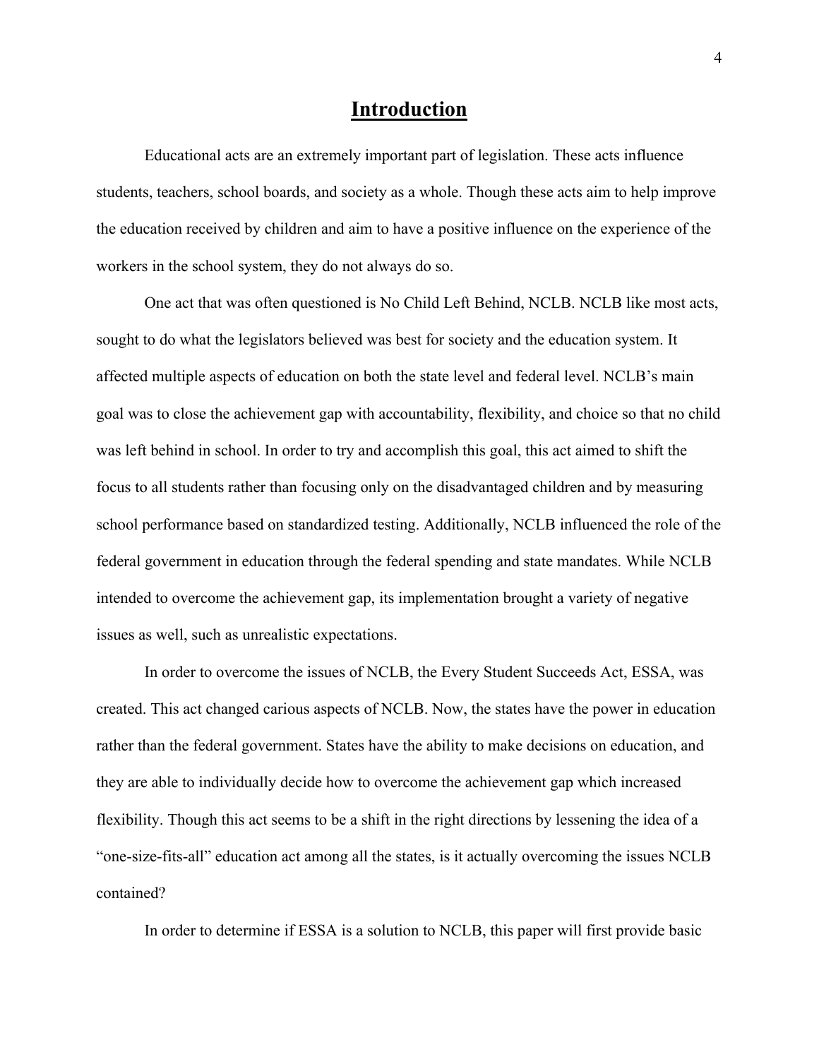# Introduction

Educational acts are an extremely important part of legislation. These acts influence students, teachers, school boards, and society as a whole. Though these acts aim to help improve the education received by children and aim to have a positive influence on the experience of the workers in the school system, they do not always do so.

One act that was often questioned is No Child Left Behind, NCLB. NCLB like most acts, sought to do what the legislators believed was best for society and the education system. It affected multiple aspects of education on both the state level and federal level. NCLB's main goal was to close the achievement gap with accountability, flexibility, and choice so that no child was left behind in school. In order to try and accomplish this goal, this act aimed to shift the focus to all students rather than focusing only on the disadvantaged children and by measuring school performance based on standardized testing. Additionally, NCLB influenced the role of the federal government in education through the federal spending and state mandates. While NCLB intended to overcome the achievement gap, its implementation brought a variety of negative issues as well, such as unrealistic expectations.

In order to overcome the issues of NCLB, the Every Student Succeeds Act, ESSA, was created. This act changed carious aspects of NCLB. Now, the states have the power in education rather than the federal government. States have the ability to make decisions on education, and they are able to individually decide how to overcome the achievement gap which increased flexibility. Though this act seems to be a shift in the right directions by lessening the idea of a "one-size-fits-all" education act among all the states, is it actually overcoming the issues NCLB contained?

In order to determine if ESSA is a solution to NCLB, this paper will first provide basic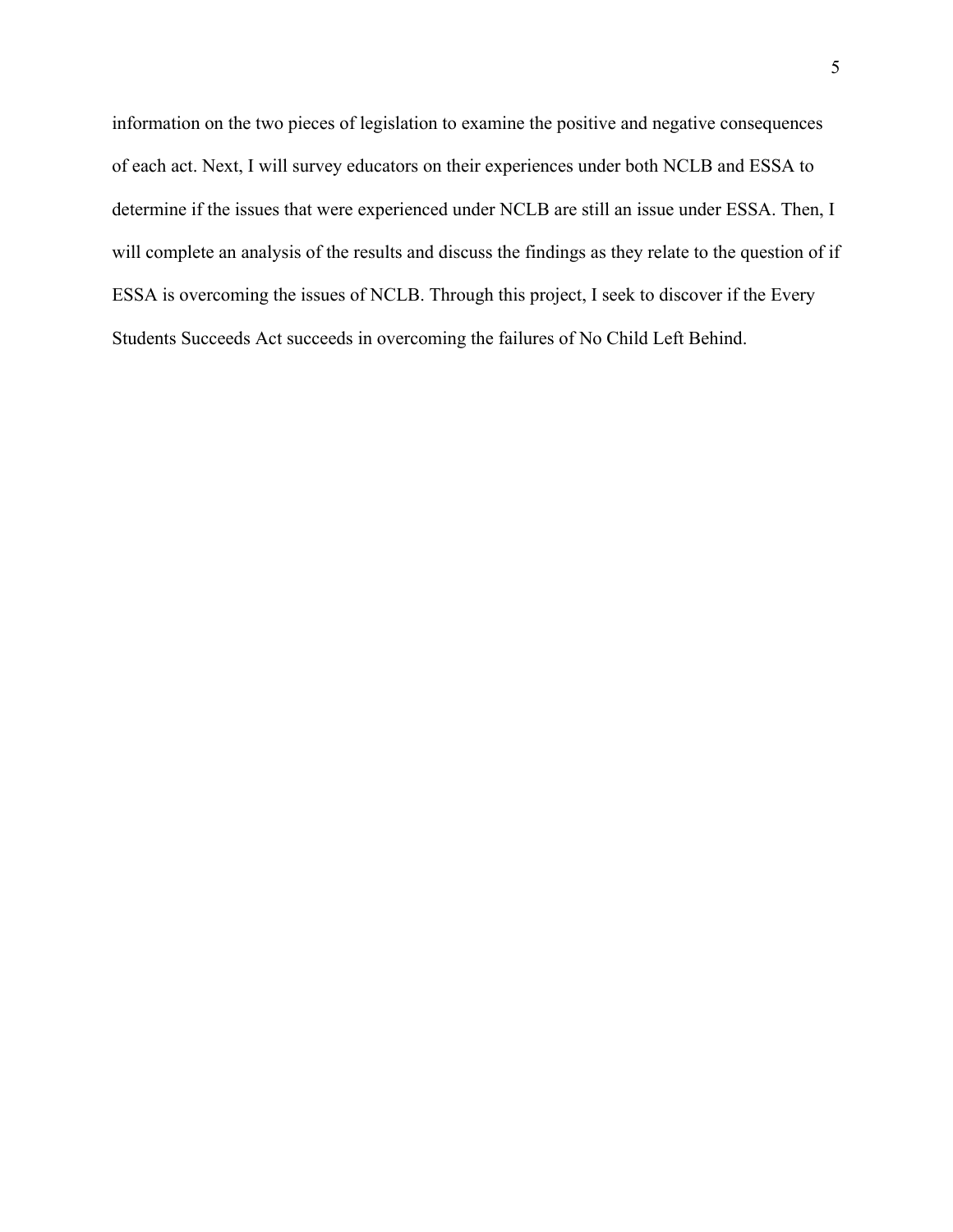information on the two pieces of legislation to examine the positive and negative consequences of each act. Next, I will survey educators on their experiences under both NCLB and ESSA to determine if the issues that were experienced under NCLB are still an issue under ESSA. Then, I will complete an analysis of the results and discuss the findings as they relate to the question of if ESSA is overcoming the issues of NCLB. Through this project, I seek to discover if the Every Students Succeeds Act succeeds in overcoming the failures of No Child Left Behind.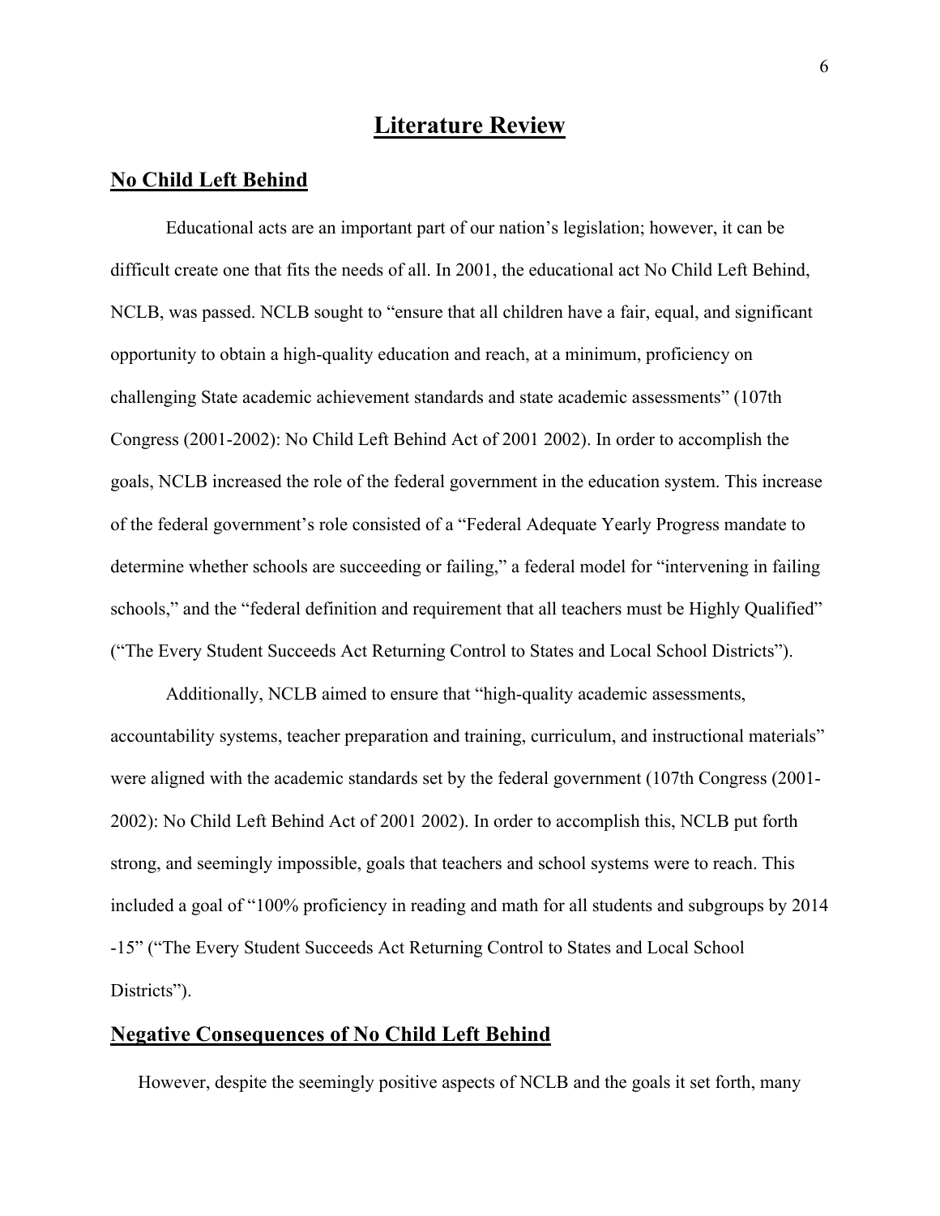# Literature Review

## No Child Left Behind

Educational acts are an important part of our nation's legislation; however, it can be difficult create one that fits the needs of all. In 2001, the educational act No Child Left Behind, NCLB, was passed. NCLB sought to "ensure that all children have a fair, equal, and significant opportunity to obtain a high-quality education and reach, at a minimum, proficiency on challenging State academic achievement standards and state academic assessments" (107th Congress (2001-2002): No Child Left Behind Act of 2001 2002). In order to accomplish the goals, NCLB increased the role of the federal government in the education system. This increase of the federal government's role consisted of a "Federal Adequate Yearly Progress mandate to determine whether schools are succeeding or failing," a federal model for "intervening in failing schools," and the "federal definition and requirement that all teachers must be Highly Qualified" ("The Every Student Succeeds Act Returning Control to States and Local School Districts").

Additionally, NCLB aimed to ensure that "high-quality academic assessments, accountability systems, teacher preparation and training, curriculum, and instructional materials" were aligned with the academic standards set by the federal government (107th Congress (2001-2002): No Child Left Behind Act of 2001 2002). In order to accomplish this, NCLB put forth strong, and seemingly impossible, goals that teachers and school systems were to reach. This included a goal of "100% proficiency in reading and math for all students and subgroups by 2014 -15" ("The Every Student Succeeds Act Returning Control to States and Local School Districts").

## Negative Consequences of No Child Left Behind

However, despite the seemingly positive aspects of NCLB and the goals it set forth, many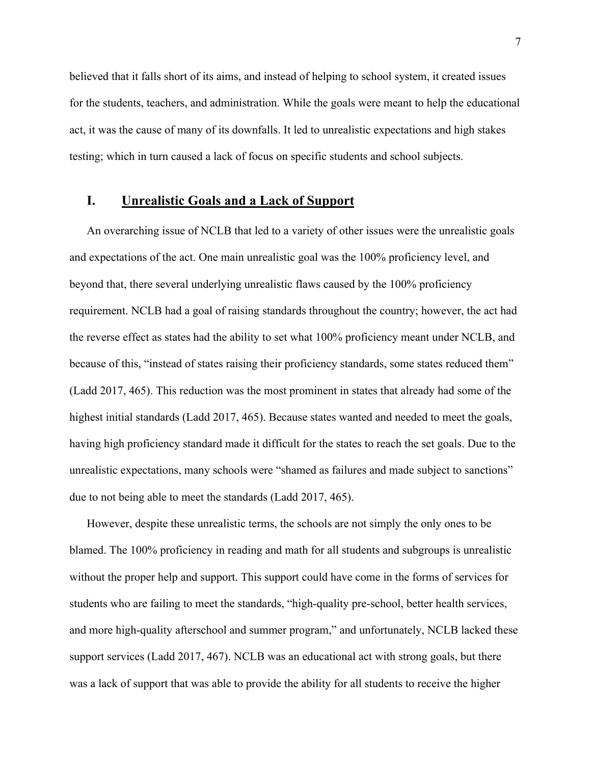believed that it falls short of its aims, and instead of helping to school system, it created issues for the students, teachers, and administration. While the goals were meant to help the educational act, it was the cause of many of its downfalls. It led to unrealistic expectations and high stakes testing; which in turn caused a lack of focus on specific students and school subjects.

## I. <u>Unrealistic Goals and a Lack of Support</u>

An overarching issue of NCLB that led to a variety of other issues were the unrealistic goals and expectations of the act. One main unrealistic goal was the 100% proficiency level, and beyond that, there several underlying unrealistic flaws caused by the 100% proficiency requirement. NCLB had a goal of raising standards throughout the country; however, the act had the reverse effect as states had the ability to set what 100% proficiency meant under NCLB, and because of this, "instead of states raising their proficiency standards, some states reduced them" (Ladd 2017, 465). This reduction was the most prominent in states that already had some of the highest initial standards (Ladd 2017, 465). Because states wanted and needed to meet the goals, having high proficiency standard made it difficult for the states to reach the set goals. Due to the unrealistic expectations, many schools were "shamed as failures and made subject to sanctions" due to not being able to meet the standards (Ladd 2017, 465).

However, despite these unrealistic terms, the schools are not simply the only ones to be blamed. The 100% proficiency in reading and math for all students and subgroups is unrealistic without the proper help and support. This support could have come in the forms of services for students who are failing to meet the standards, "high-quality pre-school, better health services, and more high-quality afterschool and summer program," and unfortunately, NCLB lacked these support services (Ladd 2017, 467). NCLB was an educational act with strong goals, but there was a lack of support that was able to provide the ability for all students to receive the higher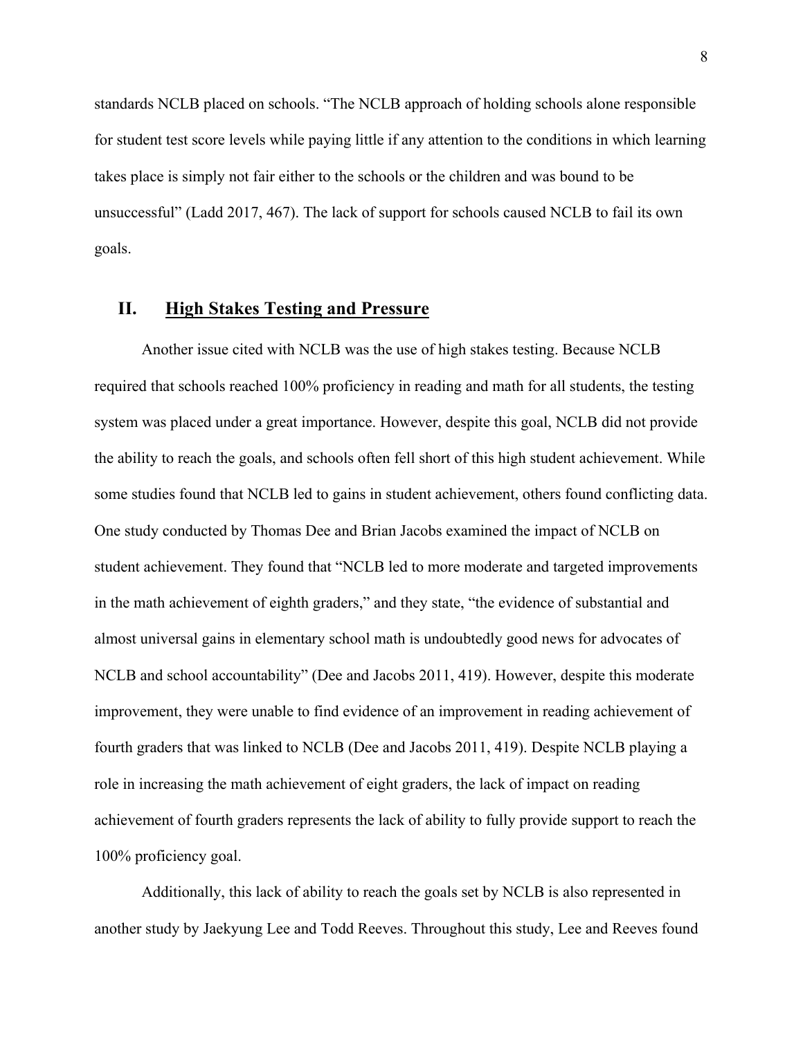standards NCLB placed on schools. "The NCLB approach of holding schools alone responsible for student test score levels while paying little if any attention to the conditions in which learning takes place is simply not fair either to the schools or the children and was bound to be unsuccessful" (Ladd 2017, 467). The lack of support for schools caused NCLB to fail its own goals.

## II. High Stakes Testing and Pressure

Another issue cited with NCLB was the use of high stakes testing. Because NCLB required that schools reached 100% proficiency in reading and math for all students, the testing system was placed under a great importance. However, despite this goal, NCLB did not provide the ability to reach the goals, and schools often fell short of this high student achievement. While some studies found that NCLB led to gains in student achievement, others found conflicting data. One study conducted by Thomas Dee and Brian Jacobs examined the impact of NCLB on student achievement. They found that "NCLB led to more moderate and targeted improvements in the math achievement of eighth graders," and they state, "the evidence of substantial and almost universal gains in elementary school math is undoubtedly good news for advocates of NCLB and school accountability" (Dee and Jacobs 2011, 419). However, despite this moderate improvement, they were unable to find evidence of an improvement in reading achievement of fourth graders that was linked to NCLB (Dee and Jacobs 2011, 419). Despite NCLB playing a role in increasing the math achievement of eight graders, the lack of impact on reading achievement of fourth graders represents the lack of ability to fully provide support to reach the 100% proficiency goal.

Additionally, this lack of ability to reach the goals set by NCLB is also represented in another study by Jaekyung Lee and Todd Reeves. Throughout this study, Lee and Reeves found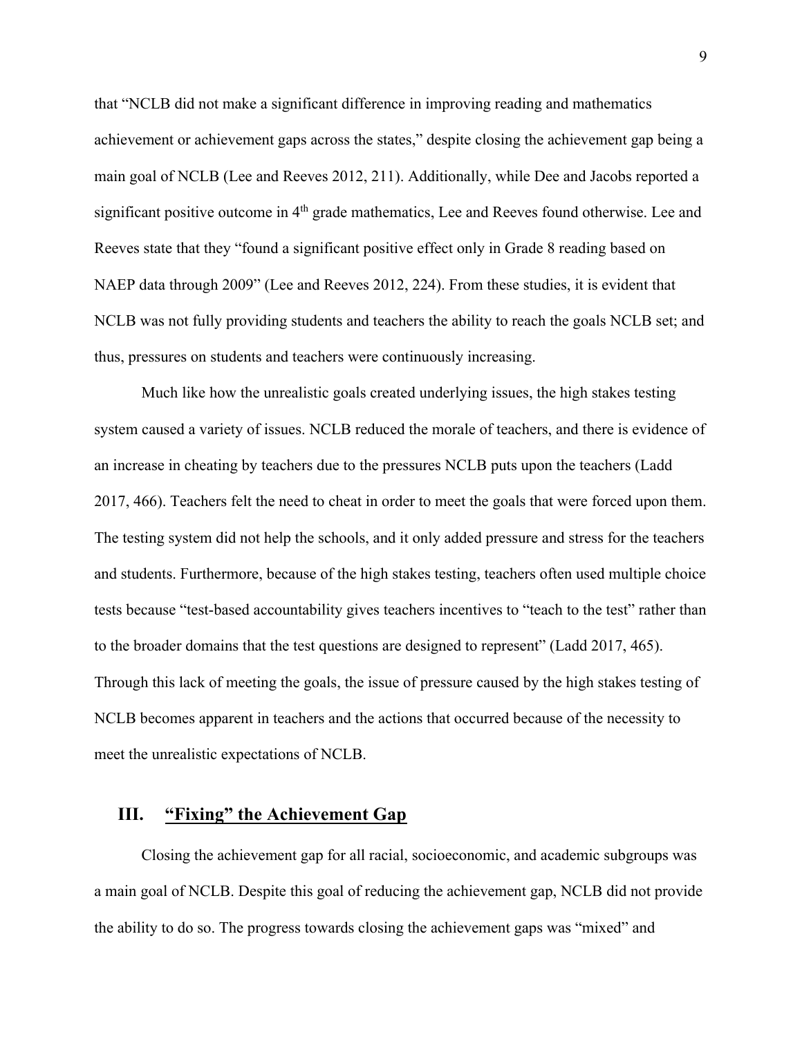that "NCLB did not make a significant difference in improving reading and mathematics achievement or achievement gaps across the states," despite closing the achievement gap being a main goal of NCLB (Lee and Reeves 2012, 211). Additionally, while Dee and Jacobs reported a significant positive outcome in 4th grade mathematics, Lee and Reeves found otherwise. Lee and Reeves state that they "found a significant positive effect only in Grade 8 reading based on NAEP data through 2009" (Lee and Reeves 2012, 224). From these studies, it is evident that NCLB was not fully providing students and teachers the ability to reach the goals NCLB set; and thus, pressures on students and teachers were continuously increasing.

Much like how the unrealistic goals created underlying issues, the high stakes testing system caused a variety of issues. NCLB reduced the morale of teachers, and there is evidence of an increase in cheating by teachers due to the pressures NCLB puts upon the teachers (Ladd 2017, 466). Teachers felt the need to cheat in order to meet the goals that were forced upon them. The testing system did not help the schools, and it only added pressure and stress for the teachers and students. Furthermore, because of the high stakes testing, teachers often used multiple choice tests because "test-based accountability gives teachers incentives to "teach to the test" rather than to the broader domains that the test questions are designed to represent" (Ladd 2017, 465). Through this lack of meeting the goals, the issue of pressure caused by the high stakes testing of NCLB becomes apparent in teachers and the actions that occurred because of the necessity to meet the unrealistic expectations of NCLB.

## III. "Fixing" the Achievement Gap

Closing the achievement gap for all racial, socioeconomic, and academic subgroups was a main goal of NCLB. Despite this goal of reducing the achievement gap, NCLB did not provide the ability to do so. The progress towards closing the achievement gaps was "mixed" and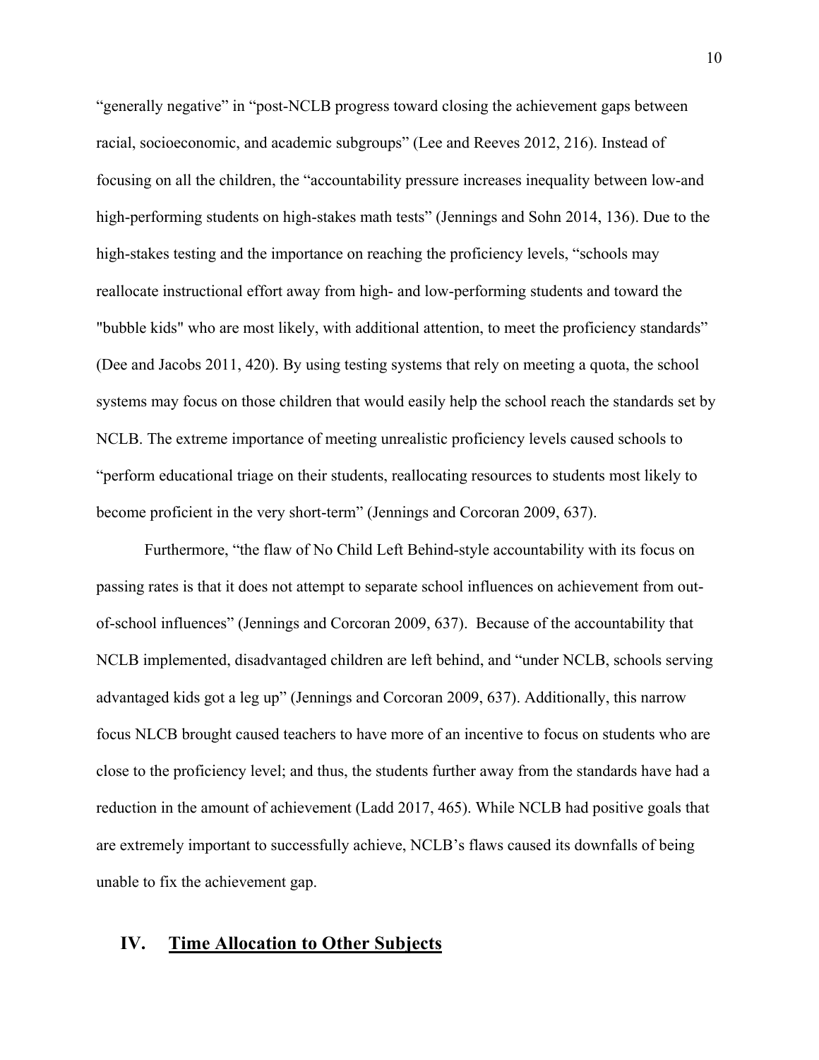“generally negative” in “post-NCLB progress toward closing the achievement gaps between racial, socioeconomic, and academic subgroups” (Lee and Reeves 2012, 216). Instead of focusing on all the children, the “accountability pressure increases inequality between low-and high-performing students on high-stakes math tests” (Jennings and Sohn 2014, 136). Due to the high-stakes testing and the importance on reaching the proficiency levels, “schools may reallocate instructional effort away from high- and low-performing students and toward the "bubble kids" who are most likely, with additional attention, to meet the proficiency standards” (Dee and Jacobs 2011, 420). By using testing systems that rely on meeting a quota, the school systems may focus on those children that would easily help the school reach the standards set by NCLB. The extreme importance of meeting unrealistic proficiency levels caused schools to “perform educational triage on their students, reallocating resources to students most likely to become proficient in the very short-term” (Jennings and Corcoran 2009, 637).

Furthermore, “the flaw of No Child Left Behind-style accountability with its focus on passing rates is that it does not attempt to separate school influences on achievement from out-of-school influences” (Jennings and Corcoran 2009, 637). Because of the accountability that NCLB implemented, disadvantaged children are left behind, and “under NCLB, schools serving advantaged kids got a leg up” (Jennings and Corcoran 2009, 637). Additionally, this narrow focus NLCB brought caused teachers to have more of an incentive to focus on students who are close to the proficiency level; and thus, the students further away from the standards have had a reduction in the amount of achievement (Ladd 2017, 465). While NCLB had positive goals that are extremely important to successfully achieve, NCLB’s flaws caused its downfalls of being unable to fix the achievement gap.

## IV. Time Allocation to Other Subjects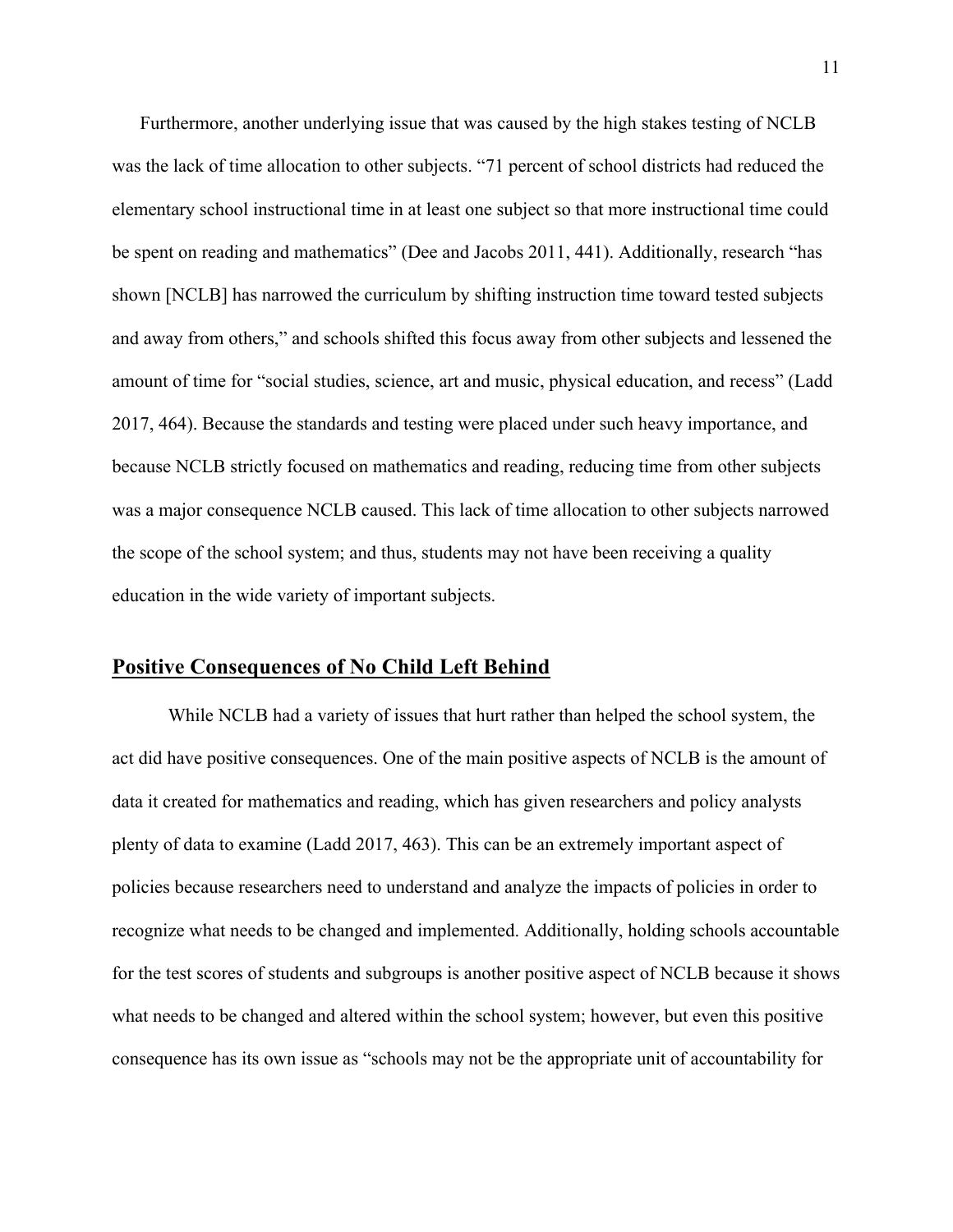Furthermore, another underlying issue that was caused by the high stakes testing of NCLB was the lack of time allocation to other subjects. "71 percent of school districts had reduced the elementary school instructional time in at least one subject so that more instructional time could be spent on reading and mathematics" (Dee and Jacobs 2011, 441). Additionally, research "has shown [NCLB] has narrowed the curriculum by shifting instruction time toward tested subjects and away from others," and schools shifted this focus away from other subjects and lessened the amount of time for "social studies, science, art and music, physical education, and recess" (Ladd 2017, 464). Because the standards and testing were placed under such heavy importance, and because NCLB strictly focused on mathematics and reading, reducing time from other subjects was a major consequence NCLB caused. This lack of time allocation to other subjects narrowed the scope of the school system; and thus, students may not have been receiving a quality education in the wide variety of important subjects.

## **Positive Consequences of No Child Left Behind**

While NCLB had a variety of issues that hurt rather than helped the school system, the act did have positive consequences. One of the main positive aspects of NCLB is the amount of data it created for mathematics and reading, which has given researchers and policy analysts plenty of data to examine (Ladd 2017, 463). This can be an extremely important aspect of policies because researchers need to understand and analyze the impacts of policies in order to recognize what needs to be changed and implemented. Additionally, holding schools accountable for the test scores of students and subgroups is another positive aspect of NCLB because it shows what needs to be changed and altered within the school system; however, but even this positive consequence has its own issue as "schools may not be the appropriate unit of accountability for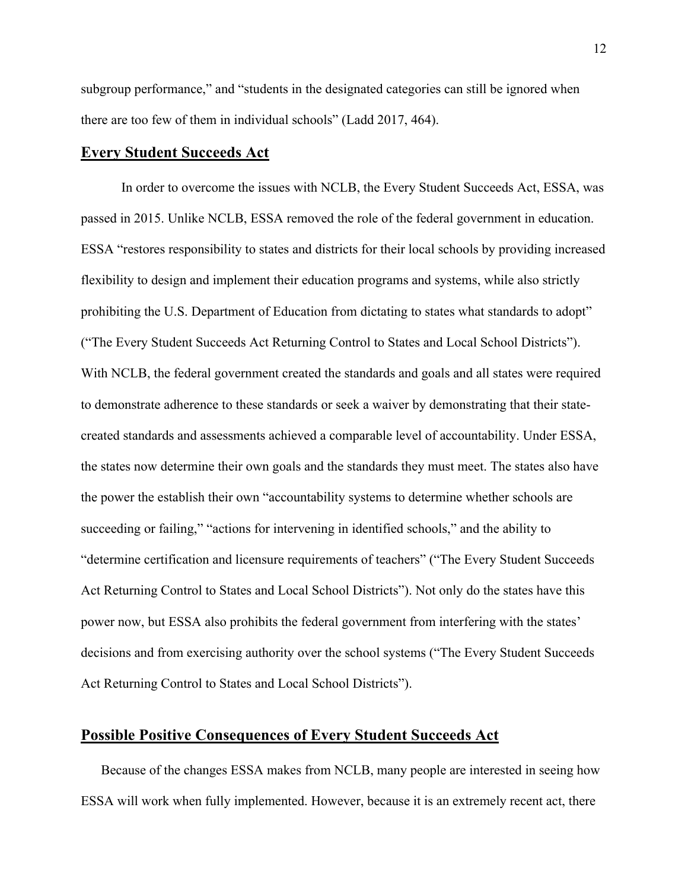subgroup performance," and "students in the designated categories can still be ignored when there are too few of them in individual schools" (Ladd 2017, 464).

## Every Student Succeeds Act

In order to overcome the issues with NCLB, the Every Student Succeeds Act, ESSA, was passed in 2015. Unlike NCLB, ESSA removed the role of the federal government in education. ESSA "restores responsibility to states and districts for their local schools by providing increased flexibility to design and implement their education programs and systems, while also strictly prohibiting the U.S. Department of Education from dictating to states what standards to adopt" ("The Every Student Succeeds Act Returning Control to States and Local School Districts"). With NCLB, the federal government created the standards and goals and all states were required to demonstrate adherence to these standards or seek a waiver by demonstrating that their state-created standards and assessments achieved a comparable level of accountability. Under ESSA, the states now determine their own goals and the standards they must meet. The states also have the power the establish their own "accountability systems to determine whether schools are succeeding or failing," "actions for intervening in identified schools," and the ability to "determine certification and licensure requirements of teachers" ("The Every Student Succeeds Act Returning Control to States and Local School Districts"). Not only do the states have this power now, but ESSA also prohibits the federal government from interfering with the states' decisions and from exercising authority over the school systems ("The Every Student Succeeds Act Returning Control to States and Local School Districts").

## Possible Positive Consequences of Every Student Succeeds Act

Because of the changes ESSA makes from NCLB, many people are interested in seeing how ESSA will work when fully implemented. However, because it is an extremely recent act, there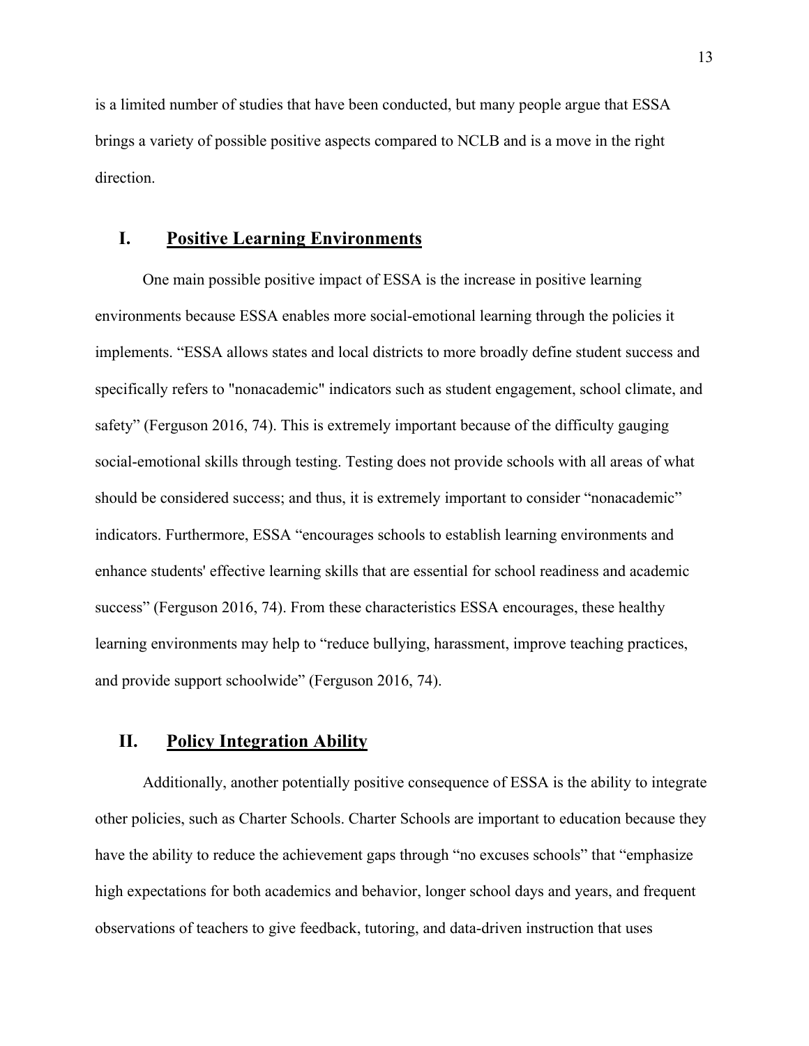is a limited number of studies that have been conducted, but many people argue that ESSA brings a variety of possible positive aspects compared to NCLB and is a move in the right direction.

## I. Positive Learning Environments

One main possible positive impact of ESSA is the increase in positive learning environments because ESSA enables more social-emotional learning through the policies it implements. “ESSA allows states and local districts to more broadly define student success and specifically refers to "nonacademic" indicators such as student engagement, school climate, and safety” (Ferguson 2016, 74). This is extremely important because of the difficulty gauging social-emotional skills through testing. Testing does not provide schools with all areas of what should be considered success; and thus, it is extremely important to consider “nonacademic” indicators. Furthermore, ESSA “encourages schools to establish learning environments and enhance students' effective learning skills that are essential for school readiness and academic success” (Ferguson 2016, 74). From these characteristics ESSA encourages, these healthy learning environments may help to “reduce bullying, harassment, improve teaching practices, and provide support schoolwide” (Ferguson 2016, 74).

## II. Policy Integration Ability

Additionally, another potentially positive consequence of ESSA is the ability to integrate other policies, such as Charter Schools. Charter Schools are important to education because they have the ability to reduce the achievement gaps through “no excuses schools” that “emphasize high expectations for both academics and behavior, longer school days and years, and frequent observations of teachers to give feedback, tutoring, and data-driven instruction that uses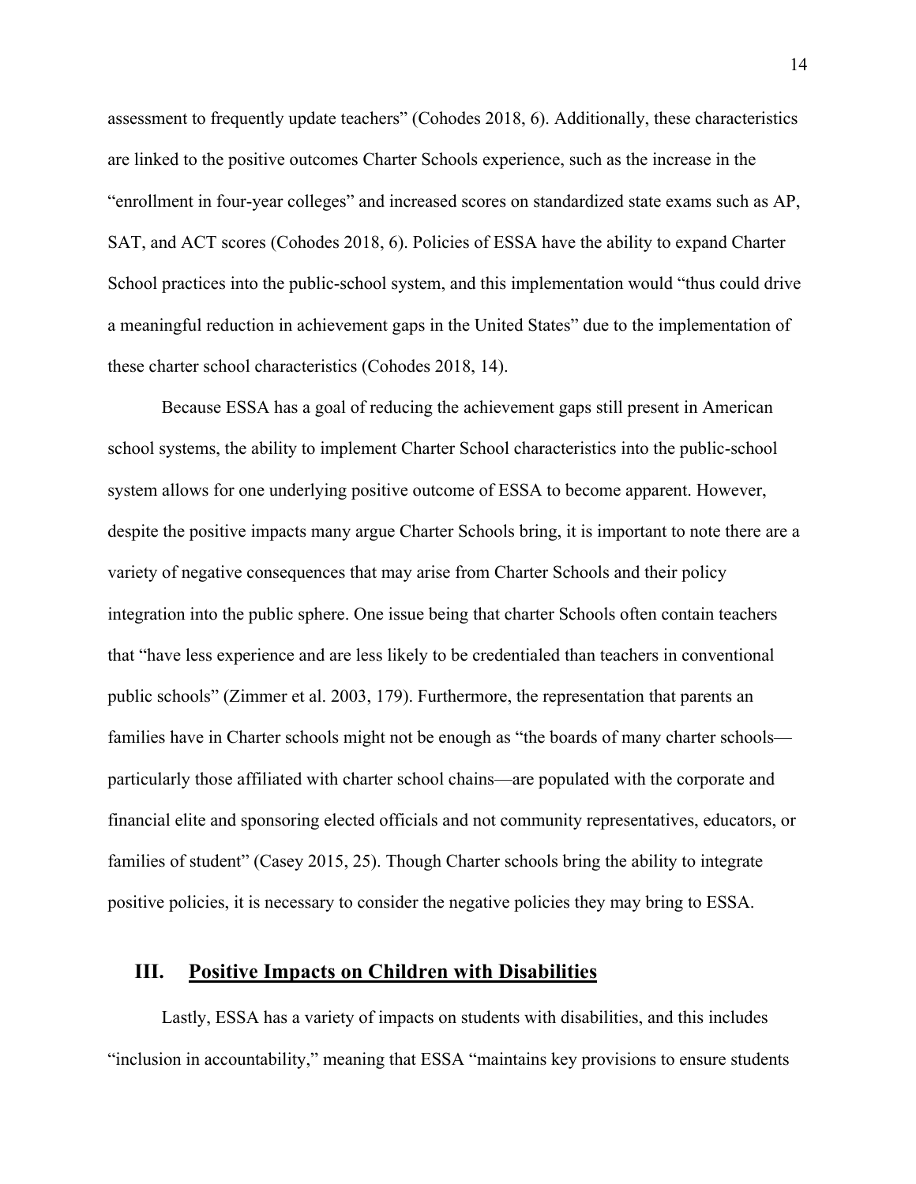assessment to frequently update teachers" (Cohodes 2018, 6). Additionally, these characteristics are linked to the positive outcomes Charter Schools experience, such as the increase in the "enrollment in four-year colleges" and increased scores on standardized state exams such as AP, SAT, and ACT scores (Cohodes 2018, 6). Policies of ESSA have the ability to expand Charter School practices into the public-school system, and this implementation would "thus could drive a meaningful reduction in achievement gaps in the United States" due to the implementation of these charter school characteristics (Cohodes 2018, 14).

Because ESSA has a goal of reducing the achievement gaps still present in American school systems, the ability to implement Charter School characteristics into the public-school system allows for one underlying positive outcome of ESSA to become apparent. However, despite the positive impacts many argue Charter Schools bring, it is important to note there are a variety of negative consequences that may arise from Charter Schools and their policy integration into the public sphere. One issue being that charter Schools often contain teachers that "have less experience and are less likely to be credentialed than teachers in conventional public schools" (Zimmer et al. 2003, 179). Furthermore, the representation that parents an families have in Charter schools might not be enough as "the boards of many charter schools—particularly those affiliated with charter school chains—are populated with the corporate and financial elite and sponsoring elected officials and not community representatives, educators, or families of student" (Casey 2015, 25). Though Charter schools bring the ability to integrate positive policies, it is necessary to consider the negative policies they may bring to ESSA.

## III. <u>Positive Impacts on Children with Disabilities</u>

Lastly, ESSA has a variety of impacts on students with disabilities, and this includes "inclusion in accountability," meaning that ESSA "maintains key provisions to ensure students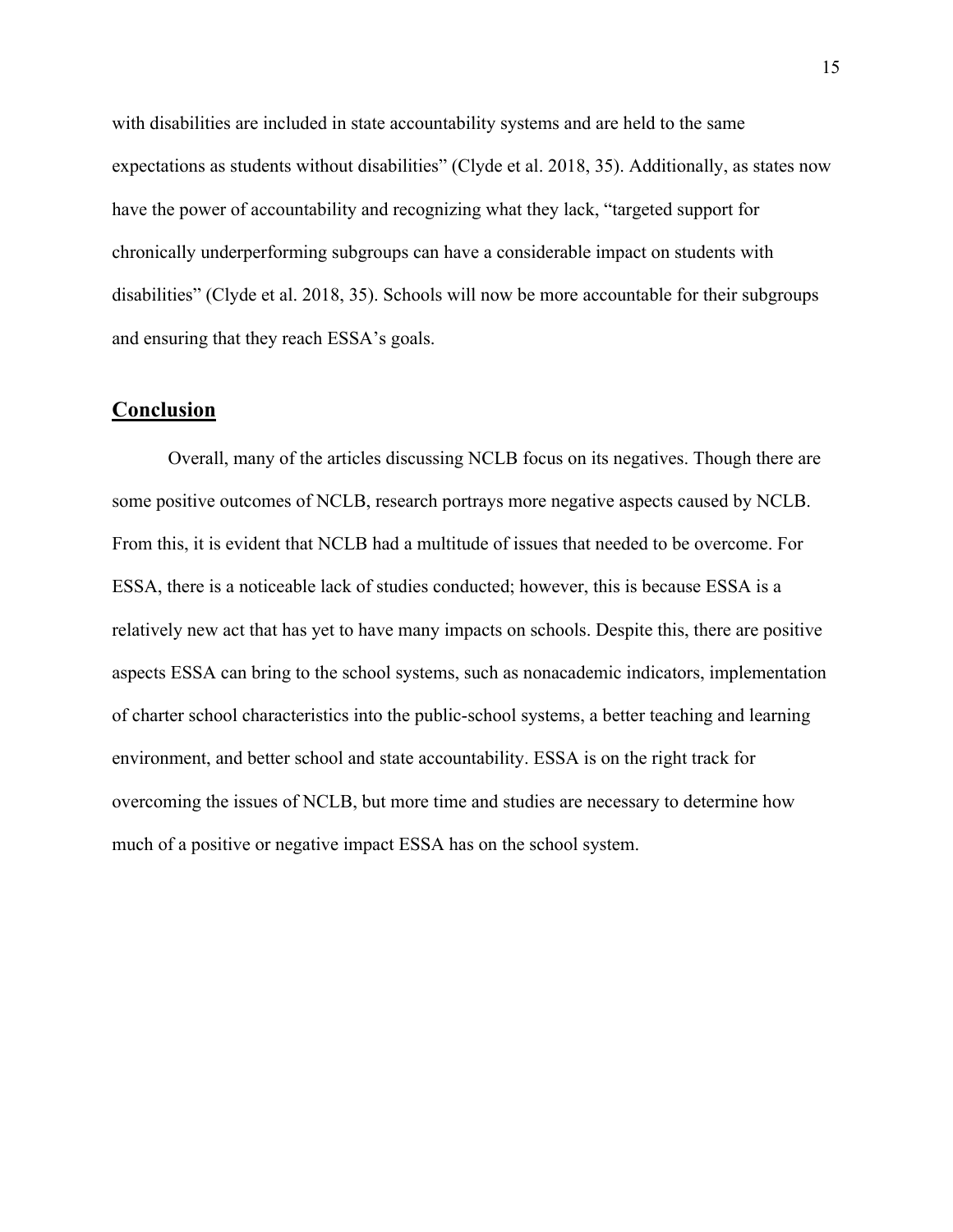with disabilities are included in state accountability systems and are held to the same expectations as students without disabilities" (Clyde et al. 2018, 35). Additionally, as states now have the power of accountability and recognizing what they lack, "targeted support for chronically underperforming subgroups can have a considerable impact on students with disabilities" (Clyde et al. 2018, 35). Schools will now be more accountable for their subgroups and ensuring that they reach ESSA's goals.

## Conclusion

Overall, many of the articles discussing NCLB focus on its negatives. Though there are some positive outcomes of NCLB, research portrays more negative aspects caused by NCLB. From this, it is evident that NCLB had a multitude of issues that needed to be overcome. For ESSA, there is a noticeable lack of studies conducted; however, this is because ESSA is a relatively new act that has yet to have many impacts on schools. Despite this, there are positive aspects ESSA can bring to the school systems, such as nonacademic indicators, implementation of charter school characteristics into the public-school systems, a better teaching and learning environment, and better school and state accountability. ESSA is on the right track for overcoming the issues of NCLB, but more time and studies are necessary to determine how much of a positive or negative impact ESSA has on the school system.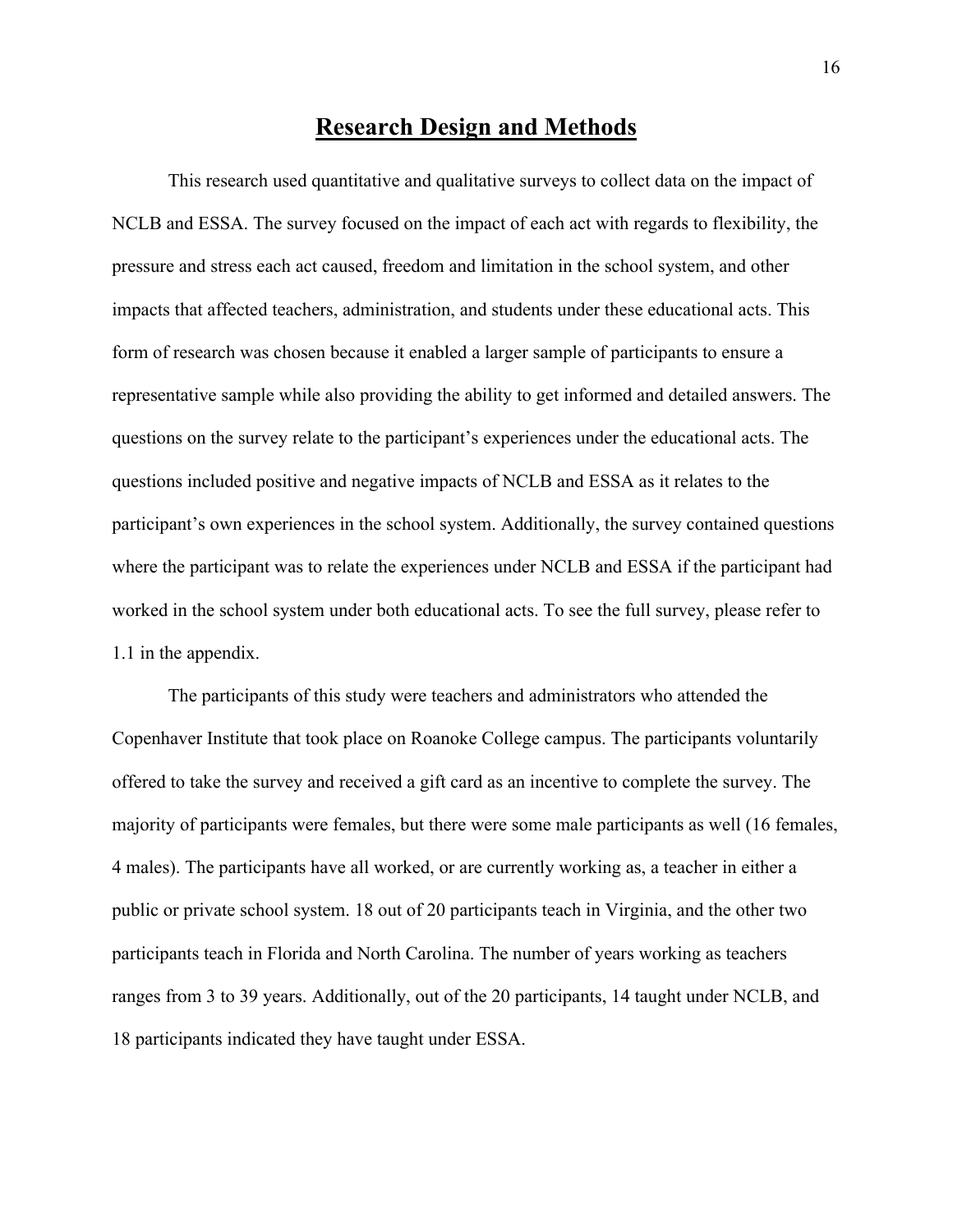# Research Design and Methods

This research used quantitative and qualitative surveys to collect data on the impact of NCLB and ESSA. The survey focused on the impact of each act with regards to flexibility, the pressure and stress each act caused, freedom and limitation in the school system, and other impacts that affected teachers, administration, and students under these educational acts. This form of research was chosen because it enabled a larger sample of participants to ensure a representative sample while also providing the ability to get informed and detailed answers. The questions on the survey relate to the participant's experiences under the educational acts. The questions included positive and negative impacts of NCLB and ESSA as it relates to the participant's own experiences in the school system. Additionally, the survey contained questions where the participant was to relate the experiences under NCLB and ESSA if the participant had worked in the school system under both educational acts. To see the full survey, please refer to 1.1 in the appendix.

The participants of this study were teachers and administrators who attended the Copenhaver Institute that took place on Roanoke College campus. The participants voluntarily offered to take the survey and received a gift card as an incentive to complete the survey. The majority of participants were females, but there were some male participants as well (16 females, 4 males). The participants have all worked, or are currently working as, a teacher in either a public or private school system. 18 out of 20 participants teach in Virginia, and the other two participants teach in Florida and North Carolina. The number of years working as teachers ranges from 3 to 39 years. Additionally, out of the 20 participants, 14 taught under NCLB, and 18 participants indicated they have taught under ESSA.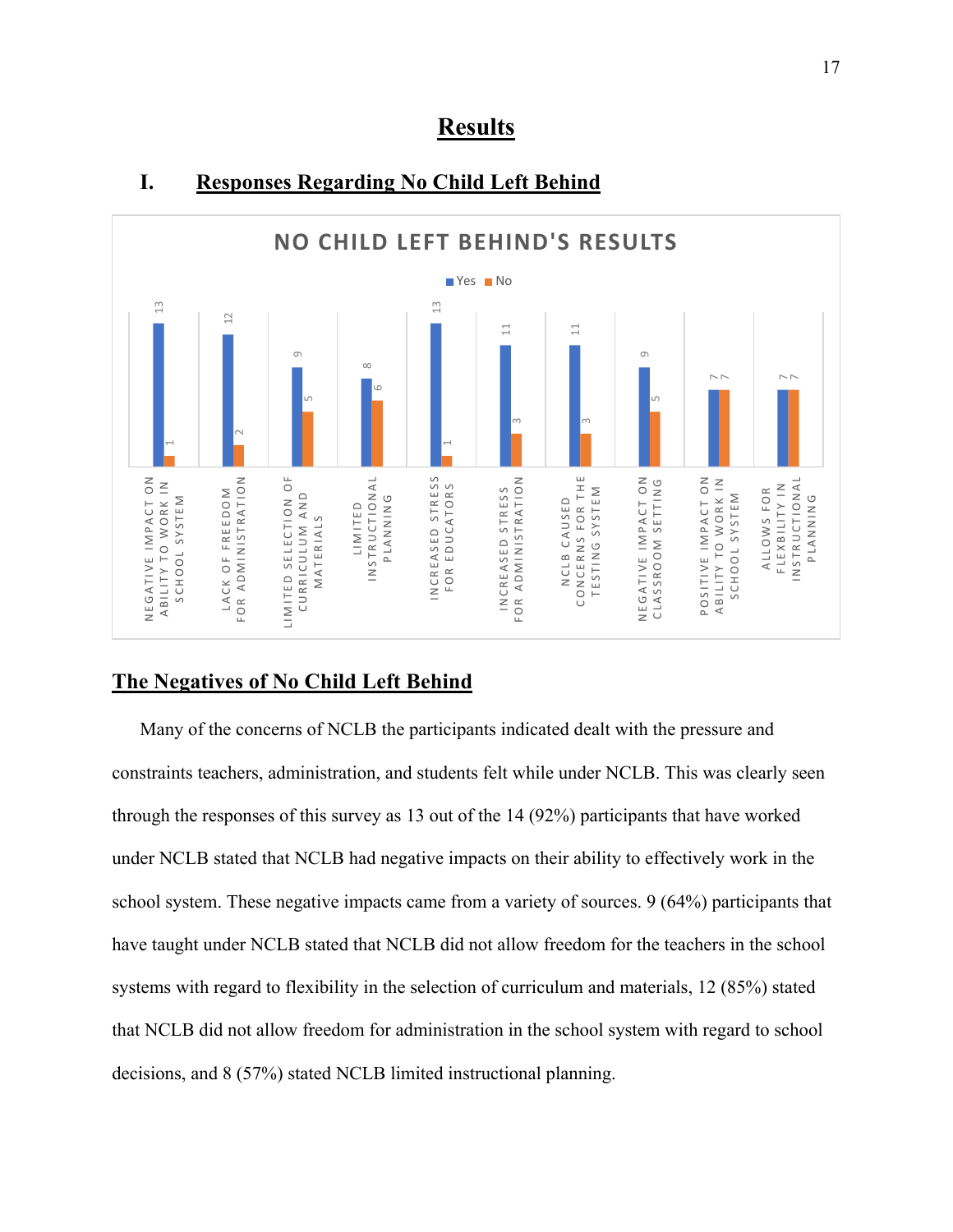# Results

## I. Responses Regarding No Child Left Behind

**NO CHILD LEFT BEHIND'S RESULTS**

| | Yes | No |
|---|---|---|
| Negative impact on ability to work in school system | 13 | 1 |
| Lack of freedom for administration | 12 | 2 |
| Limited selection of curriculum and materials | 9 | 5 |
| Limited instructional planning | 8 | 6 |
| Increased stress for educators | 13 | 1 |
| Increased stress for administration | 11 | 3 |
| NCLB caused concerns for the testing system | 11 | 3 |
| Negative impact on classroom setting | 9 | 5 |
| Positive impact on ability to work in school system | 7 | 7 |
| Allows for flexbility in instructional planning | 7 | 7 |

## The Negatives of No Child Left Behind

Many of the concerns of NCLB the participants indicated dealt with the pressure and constraints teachers, administration, and students felt while under NCLB. This was clearly seen through the responses of this survey as 13 out of the 14 (92%) participants that have worked under NCLB stated that NCLB had negative impacts on their ability to effectively work in the school system. These negative impacts came from a variety of sources. 9 (64%) participants that have taught under NCLB stated that NCLB did not allow freedom for the teachers in the school systems with regard to flexibility in the selection of curriculum and materials, 12 (85%) stated that NCLB did not allow freedom for administration in the school system with regard to school decisions, and 8 (57%) stated NCLB limited instructional planning.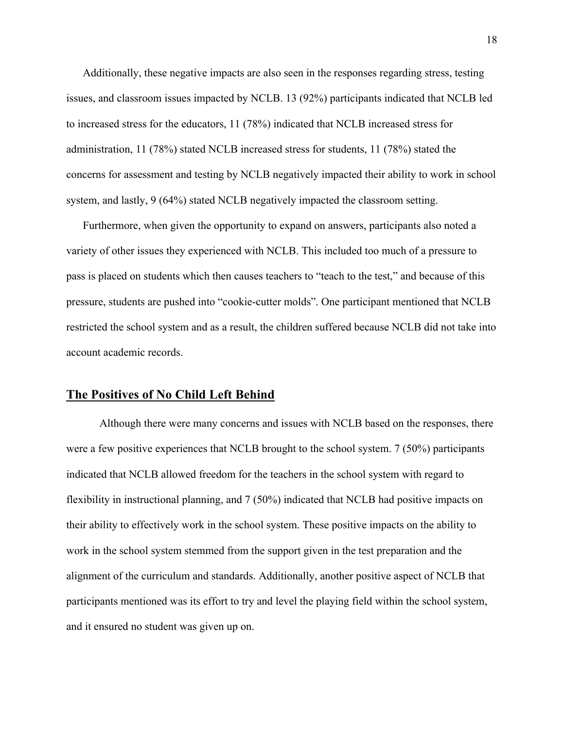Additionally, these negative impacts are also seen in the responses regarding stress, testing issues, and classroom issues impacted by NCLB. 13 (92%) participants indicated that NCLB led to increased stress for the educators, 11 (78%) indicated that NCLB increased stress for administration, 11 (78%) stated NCLB increased stress for students, 11 (78%) stated the concerns for assessment and testing by NCLB negatively impacted their ability to work in school system, and lastly, 9 (64%) stated NCLB negatively impacted the classroom setting.

Furthermore, when given the opportunity to expand on answers, participants also noted a variety of other issues they experienced with NCLB. This included too much of a pressure to pass is placed on students which then causes teachers to "teach to the test," and because of this pressure, students are pushed into "cookie-cutter molds". One participant mentioned that NCLB restricted the school system and as a result, the children suffered because NCLB did not take into account academic records.

## **The Positives of No Child Left Behind**

Although there were many concerns and issues with NCLB based on the responses, there were a few positive experiences that NCLB brought to the school system. 7 (50%) participants indicated that NCLB allowed freedom for the teachers in the school system with regard to flexibility in instructional planning, and 7 (50%) indicated that NCLB had positive impacts on their ability to effectively work in the school system. These positive impacts on the ability to work in the school system stemmed from the support given in the test preparation and the alignment of the curriculum and standards. Additionally, another positive aspect of NCLB that participants mentioned was its effort to try and level the playing field within the school system, and it ensured no student was given up on.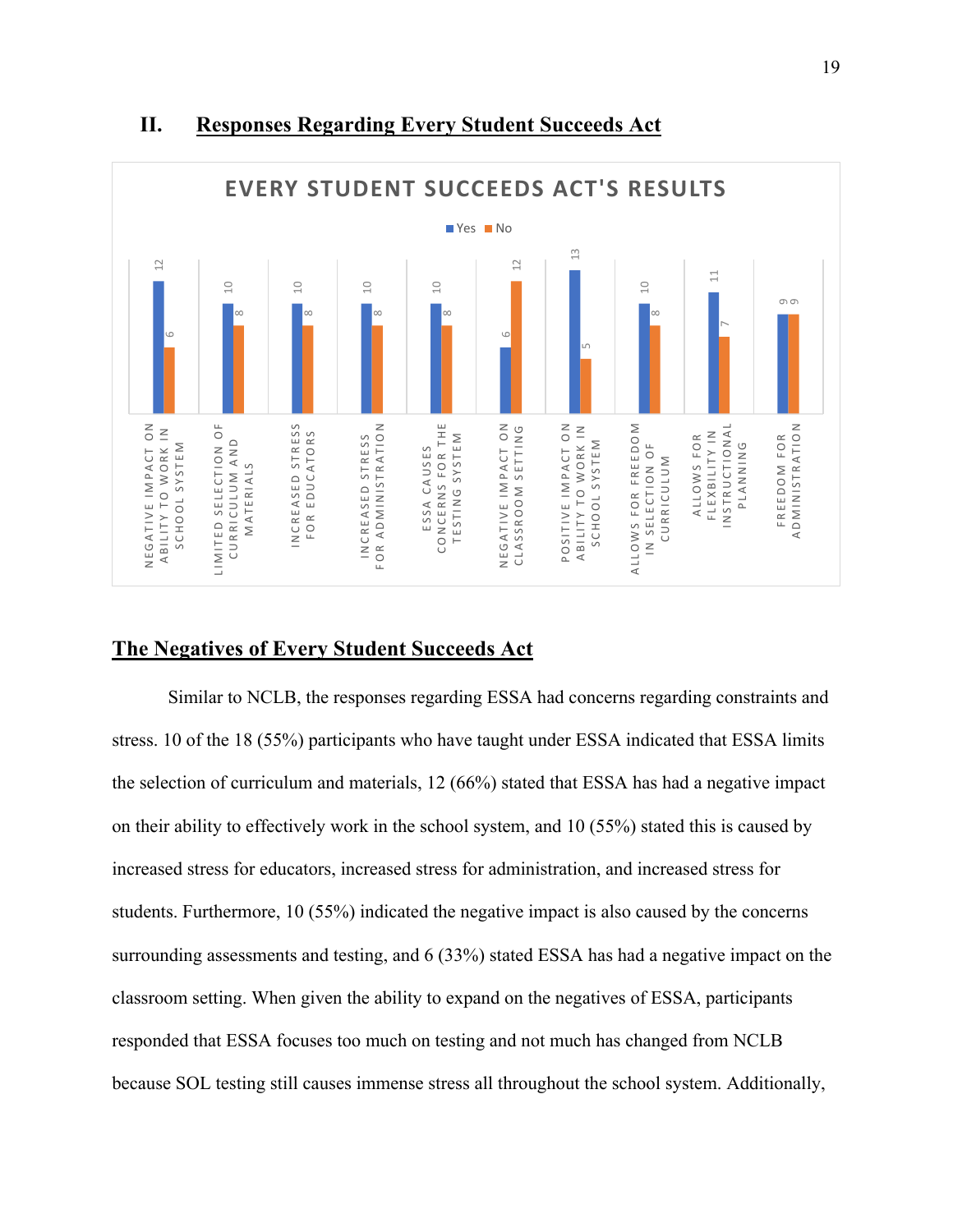## II. Responses Regarding Every Student Succeeds Act

**EVERY STUDENT SUCCEEDS ACT'S RESULTS**

| | Yes | No |
|---|---|---|
| Negative impact on ability to work in school system | 12 | 6 |
| Limited selection of curriculum and materials | 10 | 8 |
| Increased stress for educators | 10 | 8 |
| Increased stress for administration | 10 | 8 |
| ESSA causes concerns for the testing system | 10 | 8 |
| Negative impact on classroom setting | 6 | 12 |
| Positive impact on ability to work in school system | 13 | 5 |
| Allows for freedom in selection of curriculum | 10 | 8 |
| Allows for flexbility in instructional planning | 11 | 7 |
| Freedom for administration | 9 | 9 |

## The Negatives of Every Student Succeeds Act

Similar to NCLB, the responses regarding ESSA had concerns regarding constraints and stress. 10 of the 18 (55%) participants who have taught under ESSA indicated that ESSA limits the selection of curriculum and materials, 12 (66%) stated that ESSA has had a negative impact on their ability to effectively work in the school system, and 10 (55%) stated this is caused by increased stress for educators, increased stress for administration, and increased stress for students. Furthermore, 10 (55%) indicated the negative impact is also caused by the concerns surrounding assessments and testing, and 6 (33%) stated ESSA has had a negative impact on the classroom setting. When given the ability to expand on the negatives of ESSA, participants responded that ESSA focuses too much on testing and not much has changed from NCLB because SOL testing still causes immense stress all throughout the school system. Additionally,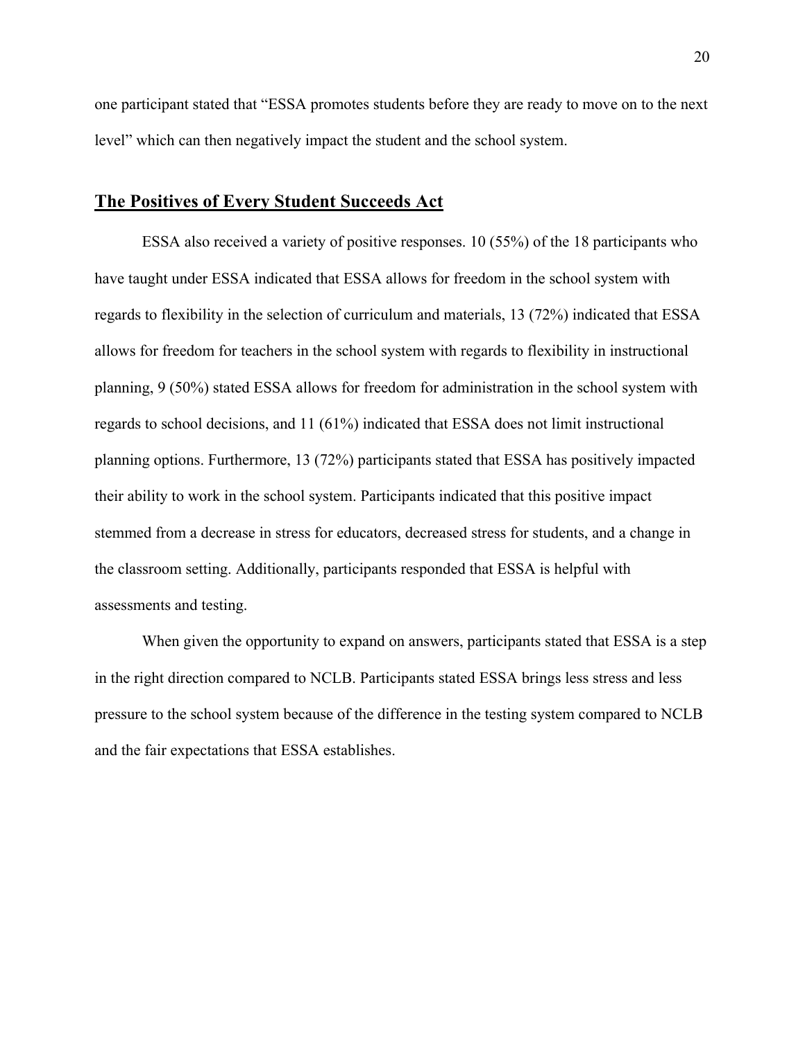one participant stated that "ESSA promotes students before they are ready to move on to the next level" which can then negatively impact the student and the school system.

## The Positives of Every Student Succeeds Act

ESSA also received a variety of positive responses. 10 (55%) of the 18 participants who have taught under ESSA indicated that ESSA allows for freedom in the school system with regards to flexibility in the selection of curriculum and materials, 13 (72%) indicated that ESSA allows for freedom for teachers in the school system with regards to flexibility in instructional planning, 9 (50%) stated ESSA allows for freedom for administration in the school system with regards to school decisions, and 11 (61%) indicated that ESSA does not limit instructional planning options. Furthermore, 13 (72%) participants stated that ESSA has positively impacted their ability to work in the school system. Participants indicated that this positive impact stemmed from a decrease in stress for educators, decreased stress for students, and a change in the classroom setting. Additionally, participants responded that ESSA is helpful with assessments and testing.

When given the opportunity to expand on answers, participants stated that ESSA is a step in the right direction compared to NCLB. Participants stated ESSA brings less stress and less pressure to the school system because of the difference in the testing system compared to NCLB and the fair expectations that ESSA establishes.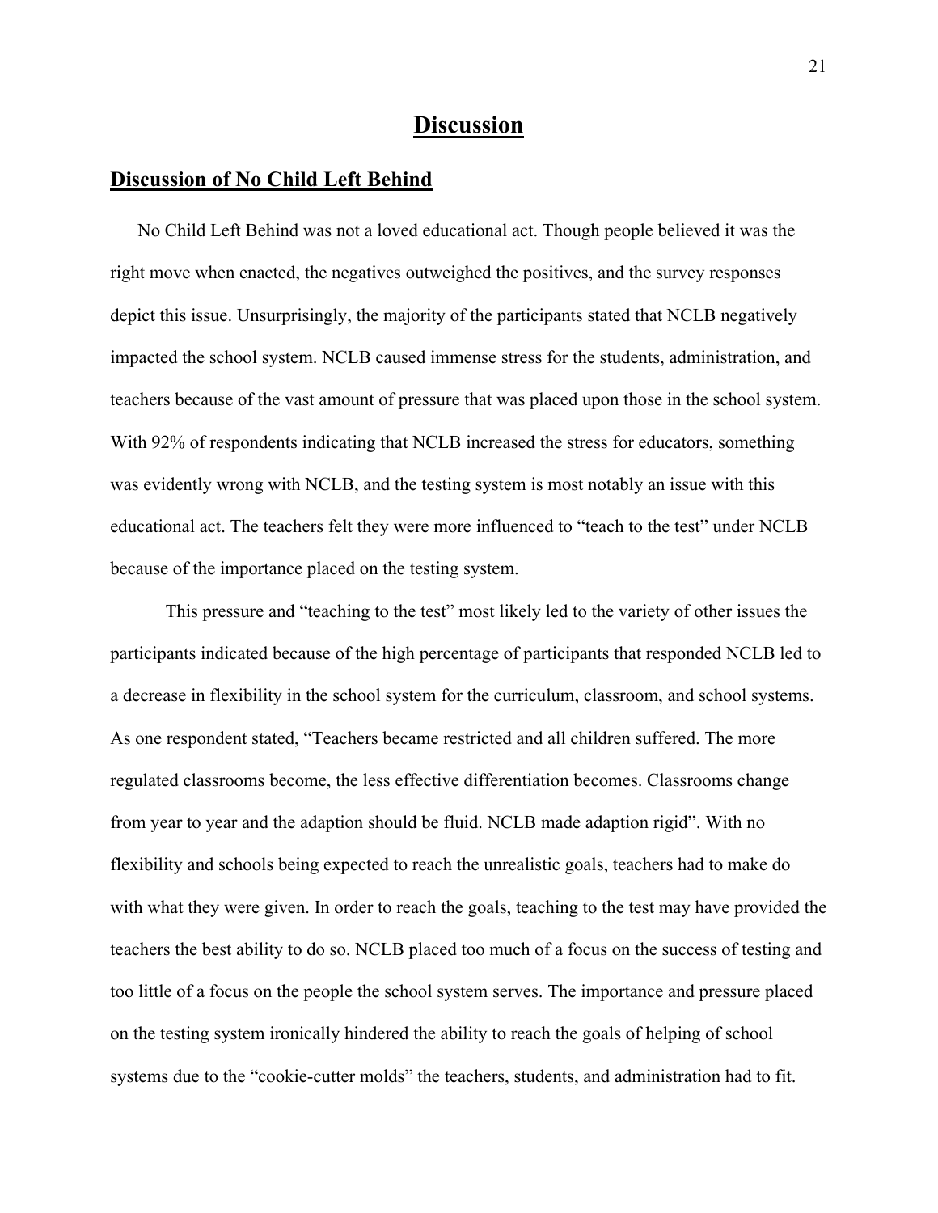# Discussion

## Discussion of No Child Left Behind

No Child Left Behind was not a loved educational act. Though people believed it was the right move when enacted, the negatives outweighed the positives, and the survey responses depict this issue. Unsurprisingly, the majority of the participants stated that NCLB negatively impacted the school system. NCLB caused immense stress for the students, administration, and teachers because of the vast amount of pressure that was placed upon those in the school system. With 92% of respondents indicating that NCLB increased the stress for educators, something was evidently wrong with NCLB, and the testing system is most notably an issue with this educational act. The teachers felt they were more influenced to "teach to the test" under NCLB because of the importance placed on the testing system.

This pressure and "teaching to the test" most likely led to the variety of other issues the participants indicated because of the high percentage of participants that responded NCLB led to a decrease in flexibility in the school system for the curriculum, classroom, and school systems. As one respondent stated, "Teachers became restricted and all children suffered. The more regulated classrooms become, the less effective differentiation becomes. Classrooms change from year to year and the adaption should be fluid. NCLB made adaption rigid". With no flexibility and schools being expected to reach the unrealistic goals, teachers had to make do with what they were given. In order to reach the goals, teaching to the test may have provided the teachers the best ability to do so. NCLB placed too much of a focus on the success of testing and too little of a focus on the people the school system serves. The importance and pressure placed on the testing system ironically hindered the ability to reach the goals of helping of school systems due to the "cookie-cutter molds" the teachers, students, and administration had to fit.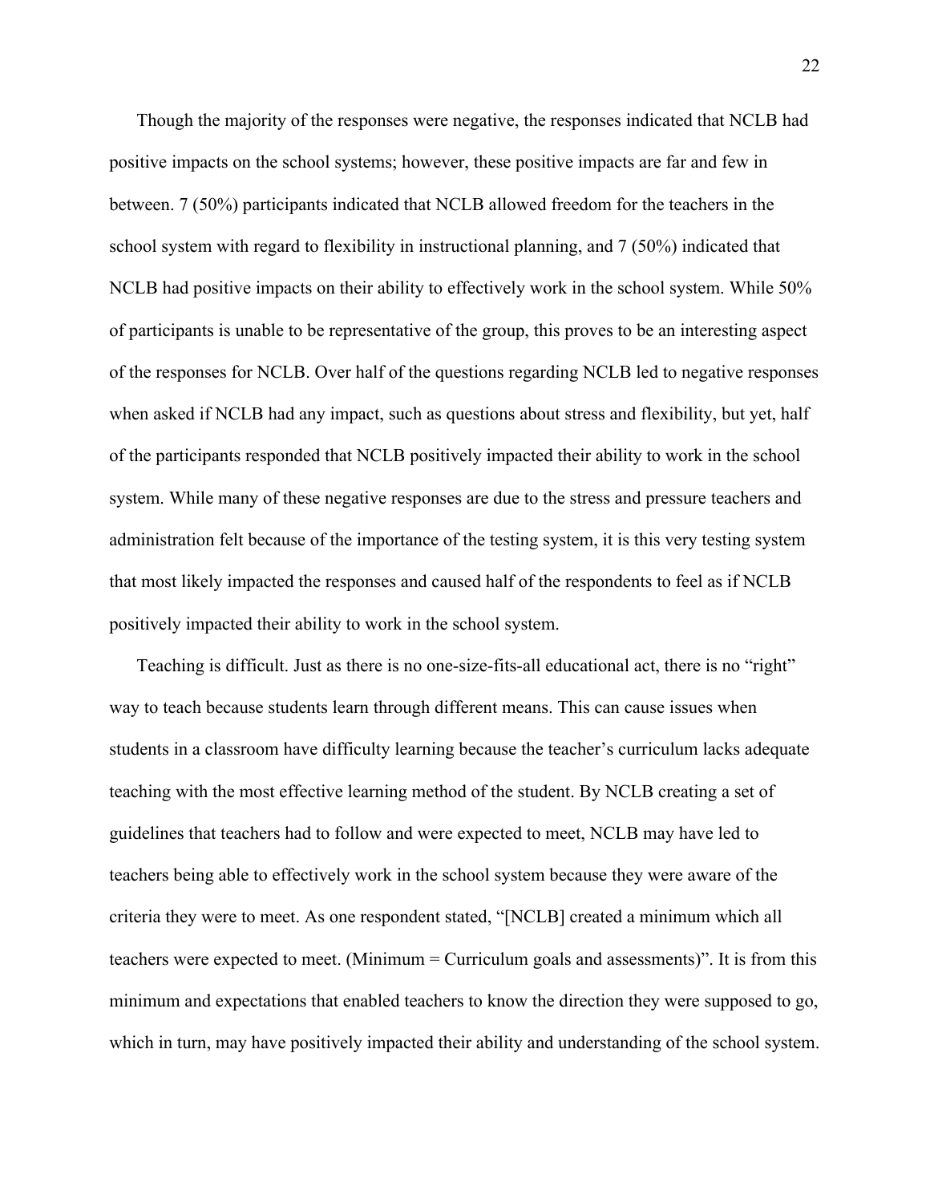Though the majority of the responses were negative, the responses indicated that NCLB had positive impacts on the school systems; however, these positive impacts are far and few in between. 7 (50%) participants indicated that NCLB allowed freedom for the teachers in the school system with regard to flexibility in instructional planning, and 7 (50%) indicated that NCLB had positive impacts on their ability to effectively work in the school system. While 50% of participants is unable to be representative of the group, this proves to be an interesting aspect of the responses for NCLB. Over half of the questions regarding NCLB led to negative responses when asked if NCLB had any impact, such as questions about stress and flexibility, but yet, half of the participants responded that NCLB positively impacted their ability to work in the school system. While many of these negative responses are due to the stress and pressure teachers and administration felt because of the importance of the testing system, it is this very testing system that most likely impacted the responses and caused half of the respondents to feel as if NCLB positively impacted their ability to work in the school system.

Teaching is difficult. Just as there is no one-size-fits-all educational act, there is no "right" way to teach because students learn through different means. This can cause issues when students in a classroom have difficulty learning because the teacher's curriculum lacks adequate teaching with the most effective learning method of the student. By NCLB creating a set of guidelines that teachers had to follow and were expected to meet, NCLB may have led to teachers being able to effectively work in the school system because they were aware of the criteria they were to meet. As one respondent stated, "[NCLB] created a minimum which all teachers were expected to meet. (Minimum = Curriculum goals and assessments)". It is from this minimum and expectations that enabled teachers to know the direction they were supposed to go, which in turn, may have positively impacted their ability and understanding of the school system.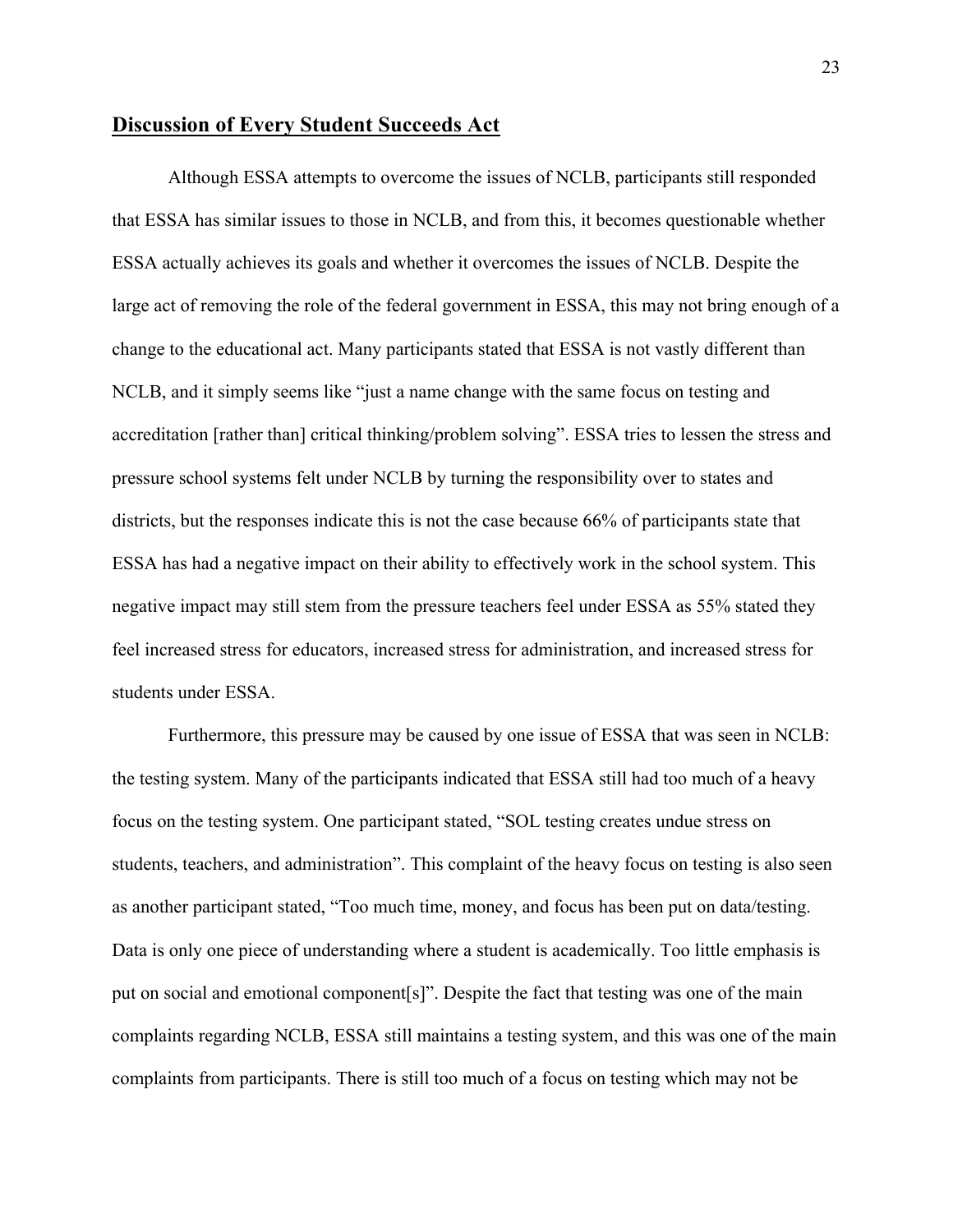## Discussion of Every Student Succeeds Act

Although ESSA attempts to overcome the issues of NCLB, participants still responded that ESSA has similar issues to those in NCLB, and from this, it becomes questionable whether ESSA actually achieves its goals and whether it overcomes the issues of NCLB. Despite the large act of removing the role of the federal government in ESSA, this may not bring enough of a change to the educational act. Many participants stated that ESSA is not vastly different than NCLB, and it simply seems like "just a name change with the same focus on testing and accreditation [rather than] critical thinking/problem solving". ESSA tries to lessen the stress and pressure school systems felt under NCLB by turning the responsibility over to states and districts, but the responses indicate this is not the case because 66% of participants state that ESSA has had a negative impact on their ability to effectively work in the school system. This negative impact may still stem from the pressure teachers feel under ESSA as 55% stated they feel increased stress for educators, increased stress for administration, and increased stress for students under ESSA.

Furthermore, this pressure may be caused by one issue of ESSA that was seen in NCLB: the testing system. Many of the participants indicated that ESSA still had too much of a heavy focus on the testing system. One participant stated, "SOL testing creates undue stress on students, teachers, and administration". This complaint of the heavy focus on testing is also seen as another participant stated, "Too much time, money, and focus has been put on data/testing. Data is only one piece of understanding where a student is academically. Too little emphasis is put on social and emotional component[s]". Despite the fact that testing was one of the main complaints regarding NCLB, ESSA still maintains a testing system, and this was one of the main complaints from participants. There is still too much of a focus on testing which may not be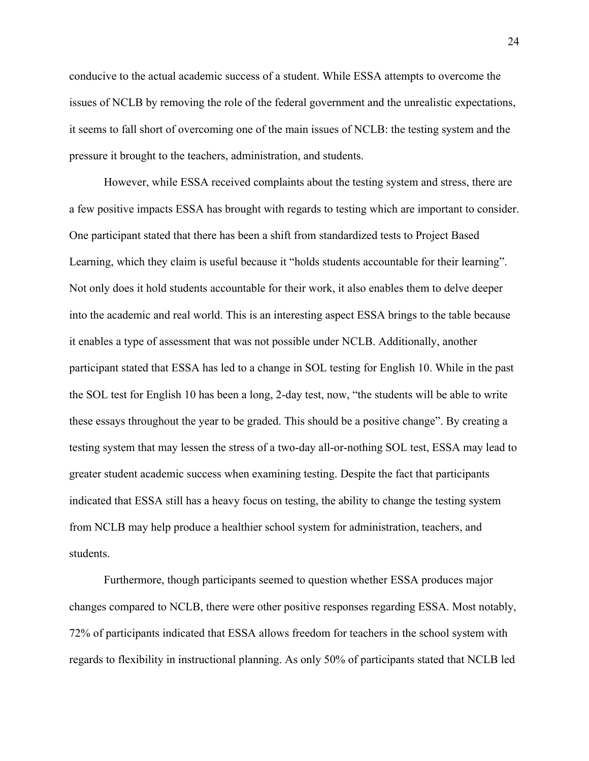conducive to the actual academic success of a student. While ESSA attempts to overcome the issues of NCLB by removing the role of the federal government and the unrealistic expectations, it seems to fall short of overcoming one of the main issues of NCLB: the testing system and the pressure it brought to the teachers, administration, and students.

However, while ESSA received complaints about the testing system and stress, there are a few positive impacts ESSA has brought with regards to testing which are important to consider. One participant stated that there has been a shift from standardized tests to Project Based Learning, which they claim is useful because it "holds students accountable for their learning". Not only does it hold students accountable for their work, it also enables them to delve deeper into the academic and real world. This is an interesting aspect ESSA brings to the table because it enables a type of assessment that was not possible under NCLB. Additionally, another participant stated that ESSA has led to a change in SOL testing for English 10. While in the past the SOL test for English 10 has been a long, 2-day test, now, "the students will be able to write these essays throughout the year to be graded. This should be a positive change". By creating a testing system that may lessen the stress of a two-day all-or-nothing SOL test, ESSA may lead to greater student academic success when examining testing. Despite the fact that participants indicated that ESSA still has a heavy focus on testing, the ability to change the testing system from NCLB may help produce a healthier school system for administration, teachers, and students.

Furthermore, though participants seemed to question whether ESSA produces major changes compared to NCLB, there were other positive responses regarding ESSA. Most notably, 72% of participants indicated that ESSA allows freedom for teachers in the school system with regards to flexibility in instructional planning. As only 50% of participants stated that NCLB led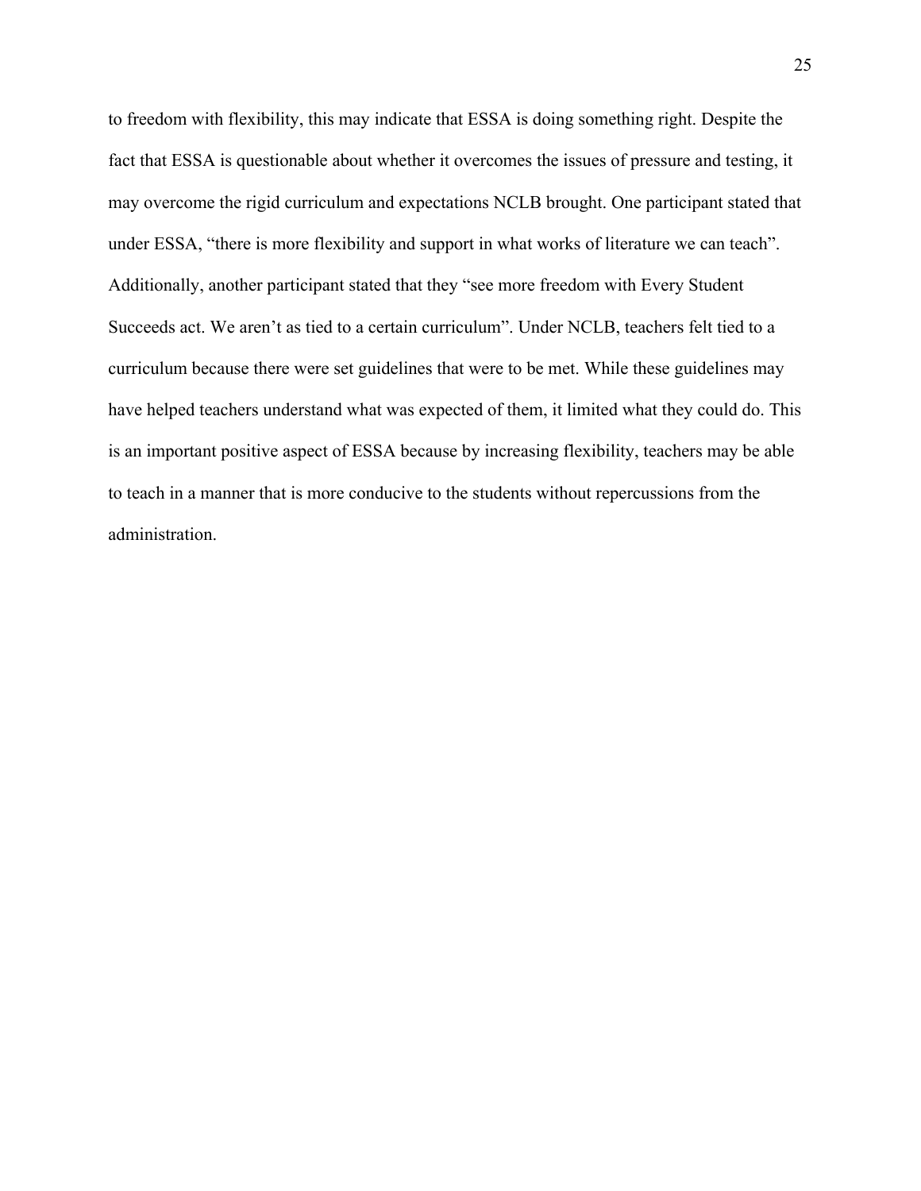to freedom with flexibility, this may indicate that ESSA is doing something right. Despite the fact that ESSA is questionable about whether it overcomes the issues of pressure and testing, it may overcome the rigid curriculum and expectations NCLB brought. One participant stated that under ESSA, "there is more flexibility and support in what works of literature we can teach". Additionally, another participant stated that they "see more freedom with Every Student Succeeds act. We aren't as tied to a certain curriculum". Under NCLB, teachers felt tied to a curriculum because there were set guidelines that were to be met. While these guidelines may have helped teachers understand what was expected of them, it limited what they could do. This is an important positive aspect of ESSA because by increasing flexibility, teachers may be able to teach in a manner that is more conducive to the students without repercussions from the administration.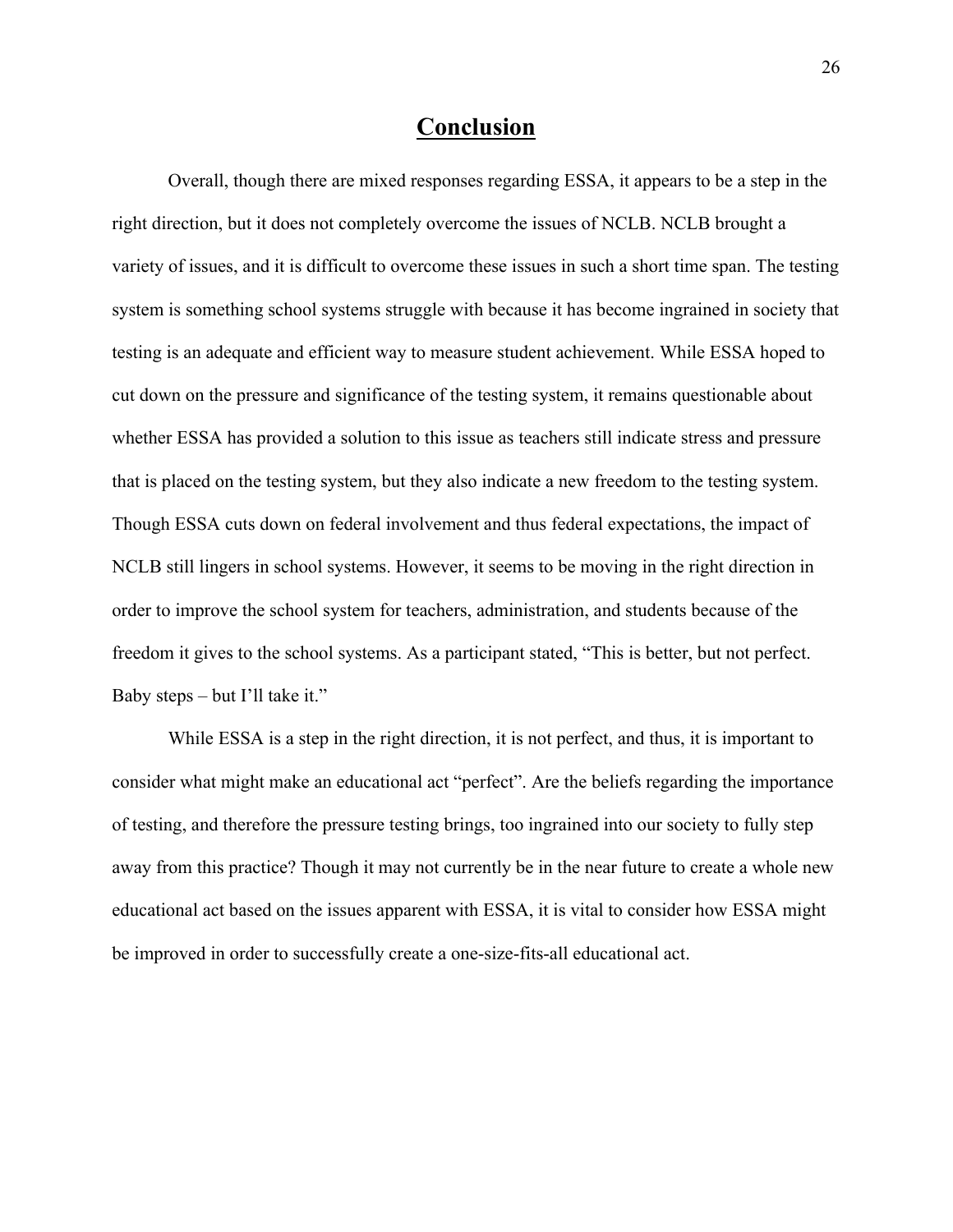# Conclusion

Overall, though there are mixed responses regarding ESSA, it appears to be a step in the right direction, but it does not completely overcome the issues of NCLB. NCLB brought a variety of issues, and it is difficult to overcome these issues in such a short time span. The testing system is something school systems struggle with because it has become ingrained in society that testing is an adequate and efficient way to measure student achievement. While ESSA hoped to cut down on the pressure and significance of the testing system, it remains questionable about whether ESSA has provided a solution to this issue as teachers still indicate stress and pressure that is placed on the testing system, but they also indicate a new freedom to the testing system. Though ESSA cuts down on federal involvement and thus federal expectations, the impact of NCLB still lingers in school systems. However, it seems to be moving in the right direction in order to improve the school system for teachers, administration, and students because of the freedom it gives to the school systems. As a participant stated, "This is better, but not perfect. Baby steps – but I'll take it."

While ESSA is a step in the right direction, it is not perfect, and thus, it is important to consider what might make an educational act "perfect". Are the beliefs regarding the importance of testing, and therefore the pressure testing brings, too ingrained into our society to fully step away from this practice? Though it may not currently be in the near future to create a whole new educational act based on the issues apparent with ESSA, it is vital to consider how ESSA might be improved in order to successfully create a one-size-fits-all educational act.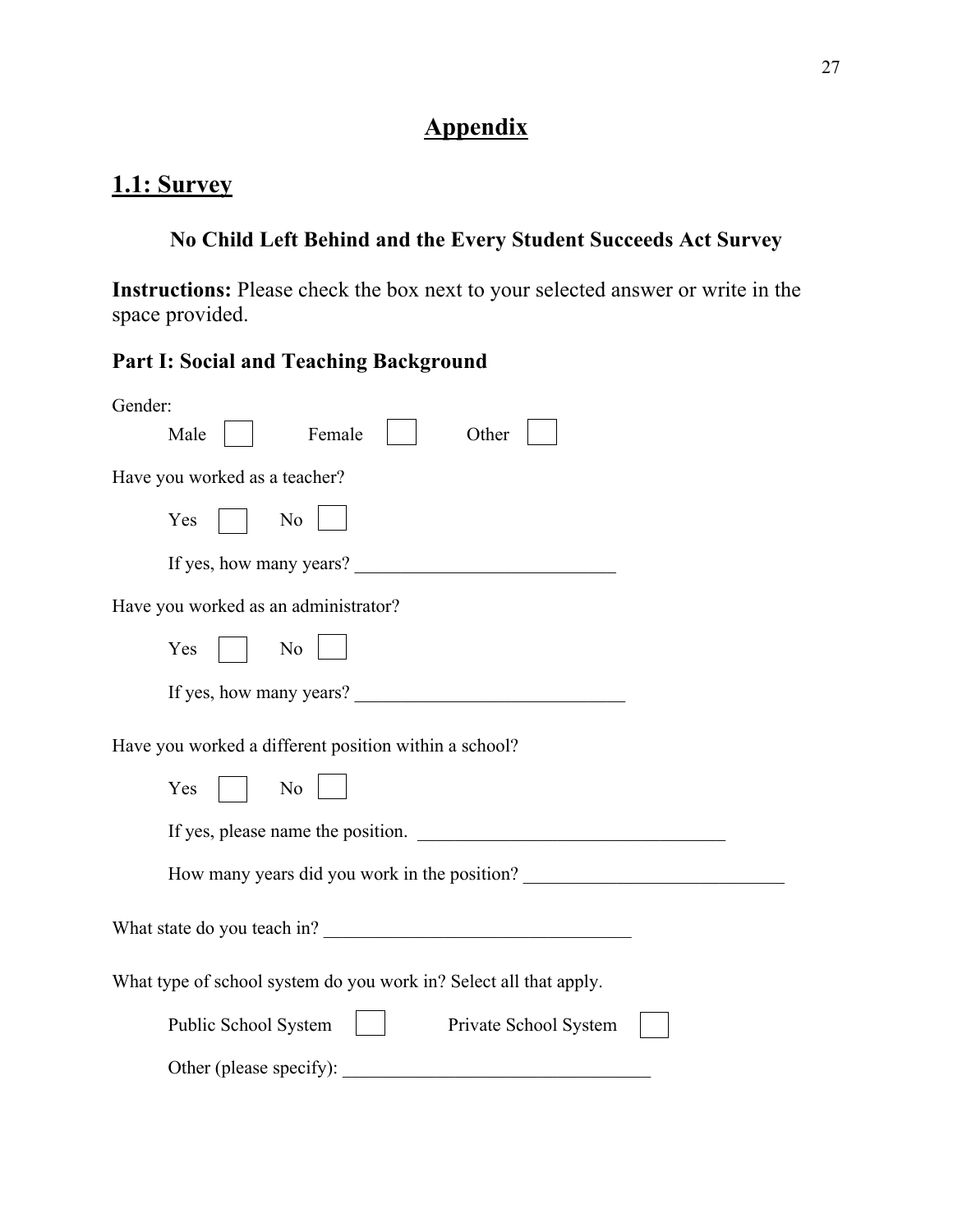# Appendix

## 1.1: Survey

### No Child Left Behind and the Every Student Succeeds Act Survey

**Instructions:** Please check the box next to your selected answer or write in the space provided.

### Part I: Social and Teaching Background

Gender:

Male ☐ Female ☐ Other ☐

Have you worked as a teacher?

Yes ☐ No ☐

If yes, how many years? ____________________________

Have you worked as an administrator?

Yes ☐ No ☐

If yes, how many years? ____________________________

Have you worked a different position within a school?

Yes ☐ No ☐

If yes, please name the position. ____________________________

How many years did you work in the position? ____________________________

What state do you teach in? ____________________________

What type of school system do you work in? Select all that apply.

Public School System ☐ Private School System ☐

Other (please specify): ____________________________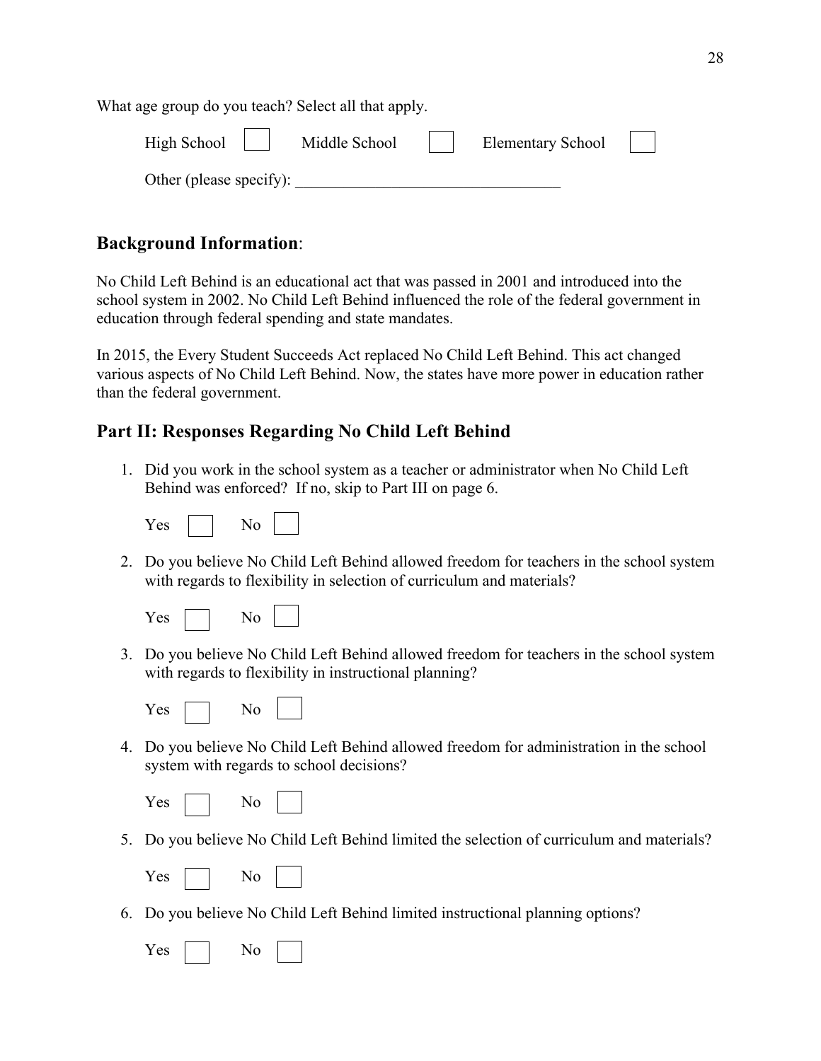What age group do you teach? Select all that apply.

High School ☐ Middle School ☐ Elementary School ☐

Other (please specify): ________________________________

## Background Information:

No Child Left Behind is an educational act that was passed in 2001 and introduced into the school system in 2002. No Child Left Behind influenced the role of the federal government in education through federal spending and state mandates.

In 2015, the Every Student Succeeds Act replaced No Child Left Behind. This act changed various aspects of No Child Left Behind. Now, the states have more power in education rather than the federal government.

## Part II: Responses Regarding No Child Left Behind

1. Did you work in the school system as a teacher or administrator when No Child Left Behind was enforced? If no, skip to Part III on page 6.

   Yes ☐ No ☐

2. Do you believe No Child Left Behind allowed freedom for teachers in the school system with regards to flexibility in selection of curriculum and materials?

   Yes ☐ No ☐

3. Do you believe No Child Left Behind allowed freedom for teachers in the school system with regards to flexibility in instructional planning?

   Yes ☐ No ☐

4. Do you believe No Child Left Behind allowed freedom for administration in the school system with regards to school decisions?

   Yes ☐ No ☐

5. Do you believe No Child Left Behind limited the selection of curriculum and materials?

   Yes ☐ No ☐

6. Do you believe No Child Left Behind limited instructional planning options?

   Yes ☐ No ☐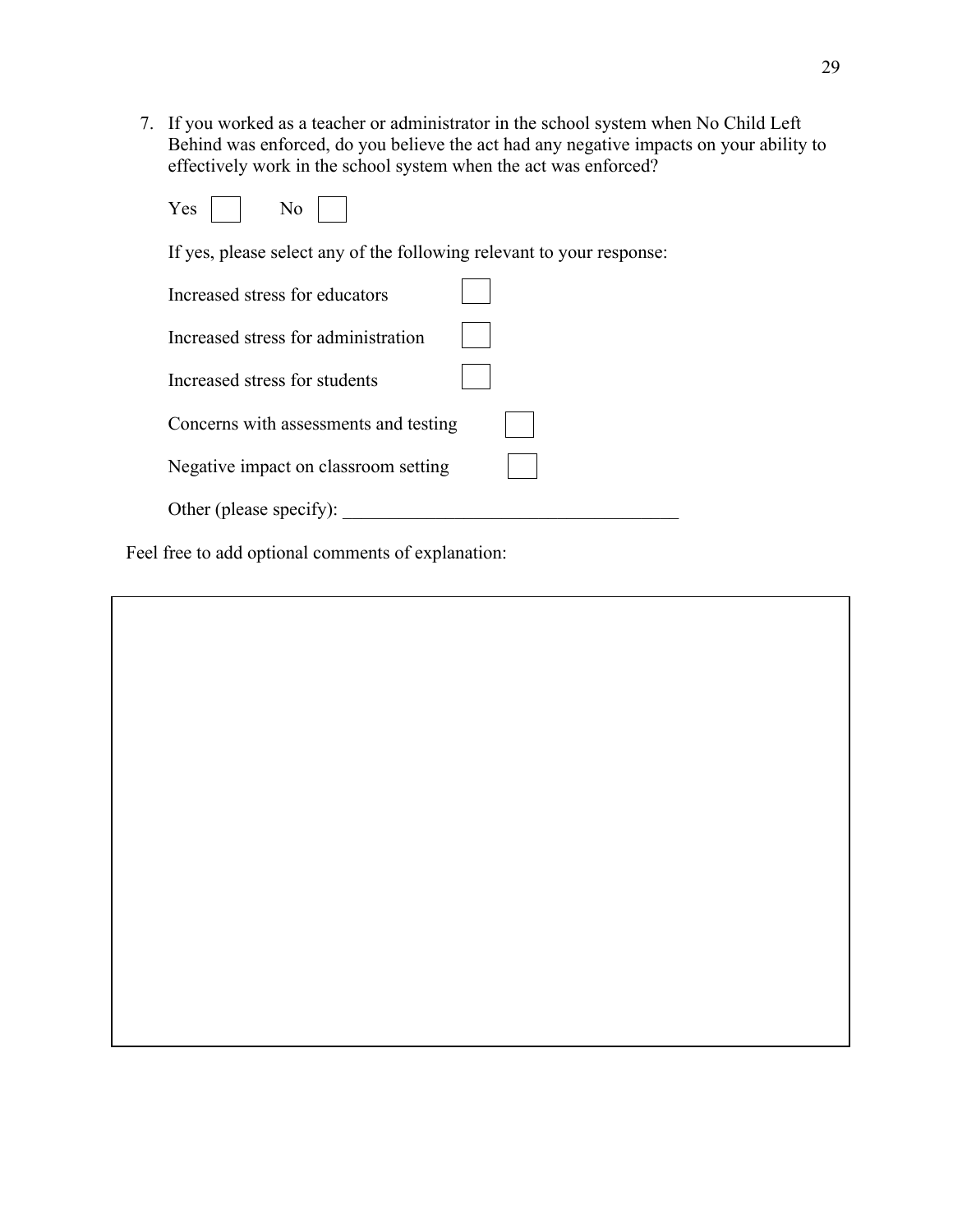7. If you worked as a teacher or administrator in the school system when No Child Left Behind was enforced, do you believe the act had any negative impacts on your ability to effectively work in the school system when the act was enforced?

   Yes ☐ No ☐

   If yes, please select any of the following relevant to your response:

   Increased stress for educators ☐

   Increased stress for administration ☐

   Increased stress for students ☐

   Concerns with assessments and testing ☐

   Negative impact on classroom setting ☐

   Other (please specify): ____________________________________

Feel free to add optional comments of explanation: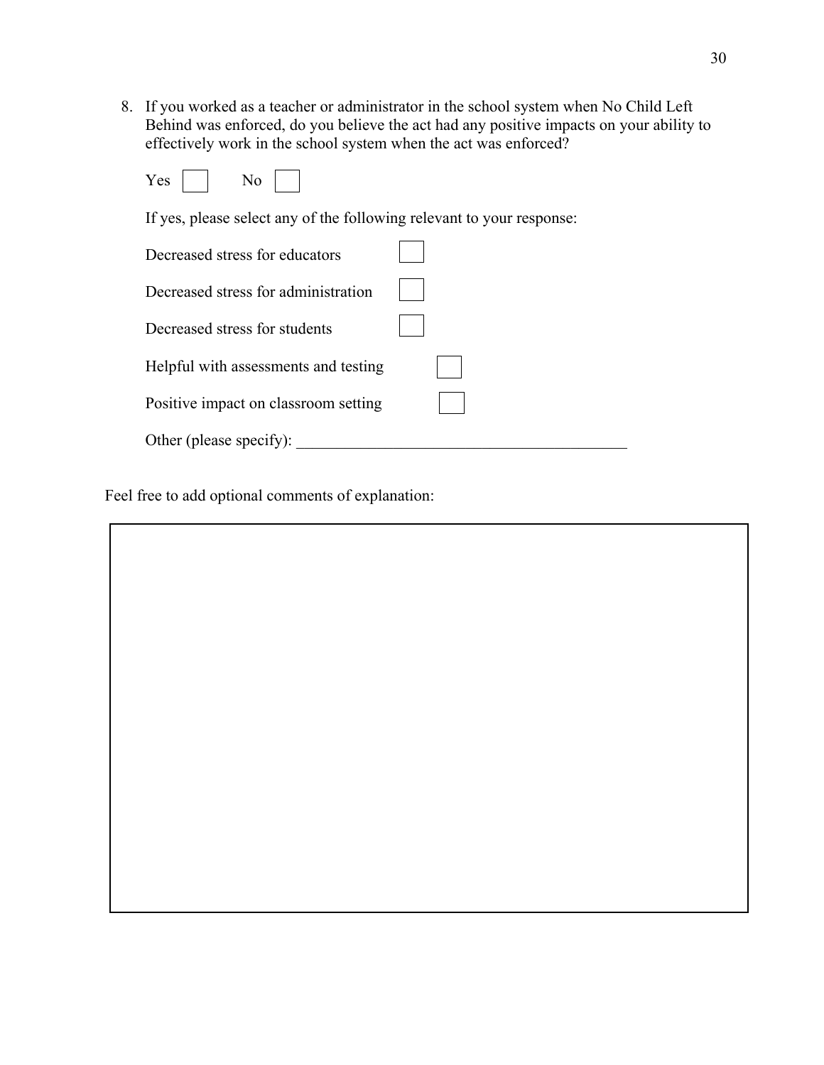8. If you worked as a teacher or administrator in the school system when No Child Left Behind was enforced, do you believe the act had any positive impacts on your ability to effectively work in the school system when the act was enforced?

   Yes ☐ No ☐

   If yes, please select any of the following relevant to your response:

   Decreased stress for educators ☐

   Decreased stress for administration ☐

   Decreased stress for students ☐

   Helpful with assessments and testing ☐

   Positive impact on classroom setting ☐

   Other (please specify): ________________________________________

Feel free to add optional comments of explanation: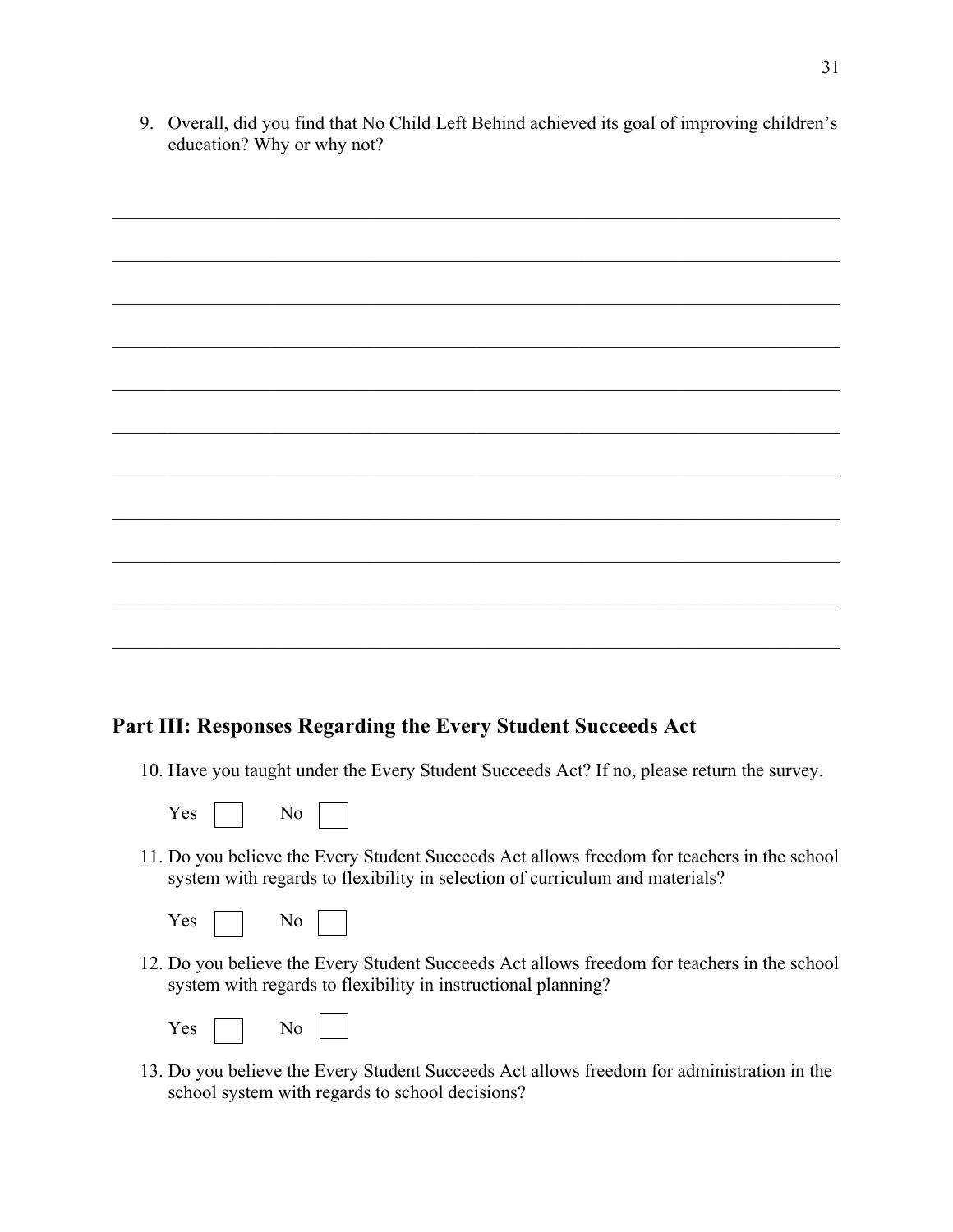9. Overall, did you find that No Child Left Behind achieved its goal of improving children's education? Why or why not?

\_\_\_\_\_\_\_\_\_\_\_\_\_\_\_\_\_\_\_\_\_\_\_\_\_\_\_\_\_\_\_\_\_\_\_\_\_\_\_\_\_\_\_\_\_\_\_\_\_\_\_\_\_\_\_\_\_\_\_\_\_\_\_\_\_\_\_\_\_\_\_\_\_\_\_\_\_\_

\_\_\_\_\_\_\_\_\_\_\_\_\_\_\_\_\_\_\_\_\_\_\_\_\_\_\_\_\_\_\_\_\_\_\_\_\_\_\_\_\_\_\_\_\_\_\_\_\_\_\_\_\_\_\_\_\_\_\_\_\_\_\_\_\_\_\_\_\_\_\_\_\_\_\_\_\_\_

\_\_\_\_\_\_\_\_\_\_\_\_\_\_\_\_\_\_\_\_\_\_\_\_\_\_\_\_\_\_\_\_\_\_\_\_\_\_\_\_\_\_\_\_\_\_\_\_\_\_\_\_\_\_\_\_\_\_\_\_\_\_\_\_\_\_\_\_\_\_\_\_\_\_\_\_\_\_

\_\_\_\_\_\_\_\_\_\_\_\_\_\_\_\_\_\_\_\_\_\_\_\_\_\_\_\_\_\_\_\_\_\_\_\_\_\_\_\_\_\_\_\_\_\_\_\_\_\_\_\_\_\_\_\_\_\_\_\_\_\_\_\_\_\_\_\_\_\_\_\_\_\_\_\_\_\_

\_\_\_\_\_\_\_\_\_\_\_\_\_\_\_\_\_\_\_\_\_\_\_\_\_\_\_\_\_\_\_\_\_\_\_\_\_\_\_\_\_\_\_\_\_\_\_\_\_\_\_\_\_\_\_\_\_\_\_\_\_\_\_\_\_\_\_\_\_\_\_\_\_\_\_\_\_\_

\_\_\_\_\_\_\_\_\_\_\_\_\_\_\_\_\_\_\_\_\_\_\_\_\_\_\_\_\_\_\_\_\_\_\_\_\_\_\_\_\_\_\_\_\_\_\_\_\_\_\_\_\_\_\_\_\_\_\_\_\_\_\_\_\_\_\_\_\_\_\_\_\_\_\_\_\_\_

\_\_\_\_\_\_\_\_\_\_\_\_\_\_\_\_\_\_\_\_\_\_\_\_\_\_\_\_\_\_\_\_\_\_\_\_\_\_\_\_\_\_\_\_\_\_\_\_\_\_\_\_\_\_\_\_\_\_\_\_\_\_\_\_\_\_\_\_\_\_\_\_\_\_\_\_\_\_

\_\_\_\_\_\_\_\_\_\_\_\_\_\_\_\_\_\_\_\_\_\_\_\_\_\_\_\_\_\_\_\_\_\_\_\_\_\_\_\_\_\_\_\_\_\_\_\_\_\_\_\_\_\_\_\_\_\_\_\_\_\_\_\_\_\_\_\_\_\_\_\_\_\_\_\_\_\_

\_\_\_\_\_\_\_\_\_\_\_\_\_\_\_\_\_\_\_\_\_\_\_\_\_\_\_\_\_\_\_\_\_\_\_\_\_\_\_\_\_\_\_\_\_\_\_\_\_\_\_\_\_\_\_\_\_\_\_\_\_\_\_\_\_\_\_\_\_\_\_\_\_\_\_\_\_\_

\_\_\_\_\_\_\_\_\_\_\_\_\_\_\_\_\_\_\_\_\_\_\_\_\_\_\_\_\_\_\_\_\_\_\_\_\_\_\_\_\_\_\_\_\_\_\_\_\_\_\_\_\_\_\_\_\_\_\_\_\_\_\_\_\_\_\_\_\_\_\_\_\_\_\_\_\_\_

\_\_\_\_\_\_\_\_\_\_\_\_\_\_\_\_\_\_\_\_\_\_\_\_\_\_\_\_\_\_\_\_\_\_\_\_\_\_\_\_\_\_\_\_\_\_\_\_\_\_\_\_\_\_\_\_\_\_\_\_\_\_\_\_\_\_\_\_\_\_\_\_\_\_\_\_\_\_

## Part III: Responses Regarding the Every Student Succeeds Act

10. Have you taught under the Every Student Succeeds Act? If no, please return the survey.

    Yes ☐ No ☐

11. Do you believe the Every Student Succeeds Act allows freedom for teachers in the school system with regards to flexibility in selection of curriculum and materials?

    Yes ☐ No ☐

12. Do you believe the Every Student Succeeds Act allows freedom for teachers in the school system with regards to flexibility in instructional planning?

    Yes ☐ No ☐

13. Do you believe the Every Student Succeeds Act allows freedom for administration in the school system with regards to school decisions?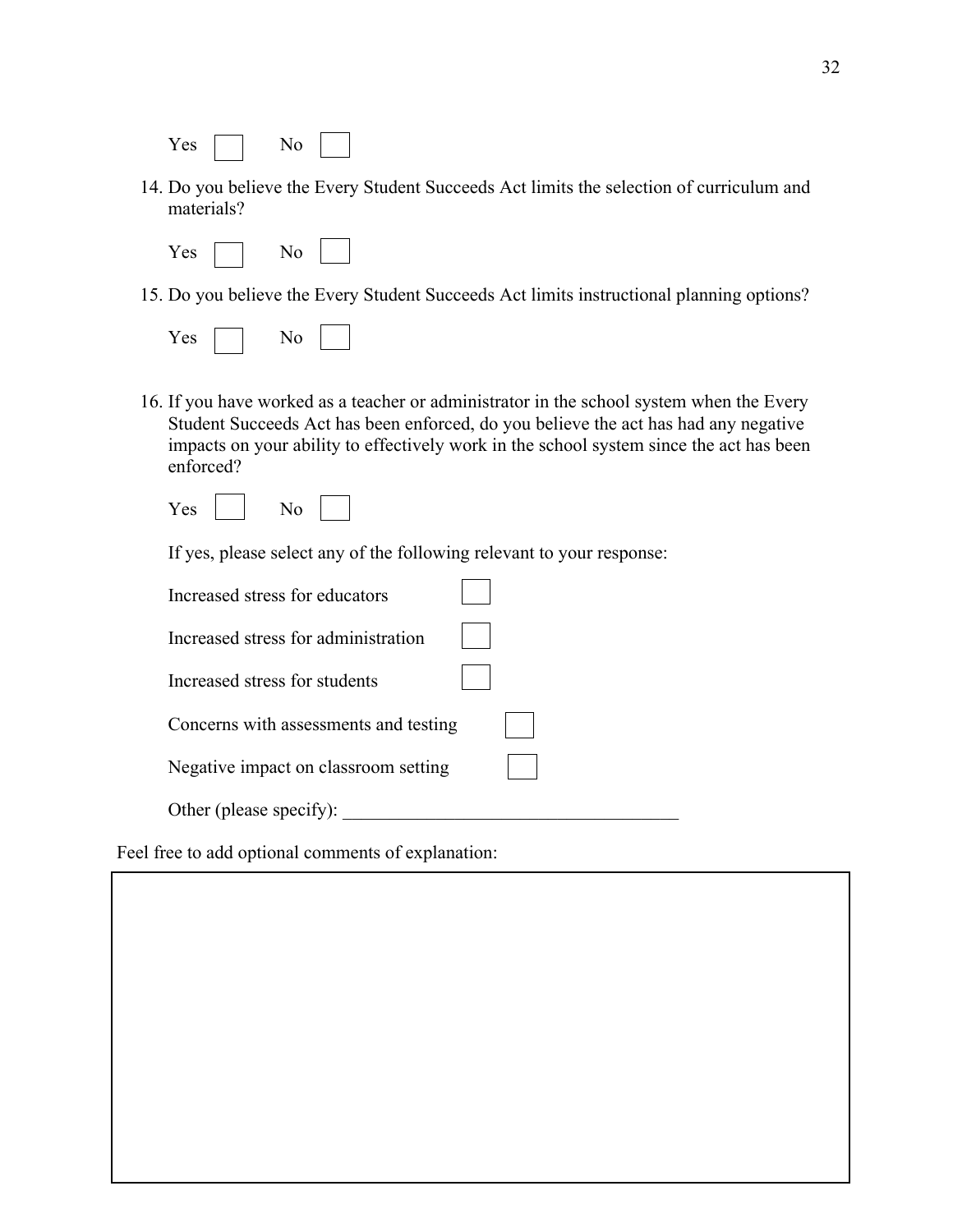Yes ☐ No ☐

14. Do you believe the Every Student Succeeds Act limits the selection of curriculum and materials?

    Yes ☐ No ☐

15. Do you believe the Every Student Succeeds Act limits instructional planning options?

    Yes ☐ No ☐

16. If you have worked as a teacher or administrator in the school system when the Every Student Succeeds Act has been enforced, do you believe the act has had any negative impacts on your ability to effectively work in the school system since the act has been enforced?

    Yes ☐ No ☐

    If yes, please select any of the following relevant to your response:

    Increased stress for educators ☐

    Increased stress for administration ☐

    Increased stress for students ☐

    Concerns with assessments and testing ☐

    Negative impact on classroom setting ☐

    Other (please specify): ___________________________________

Feel free to add optional comments of explanation:

| |
|---|
| |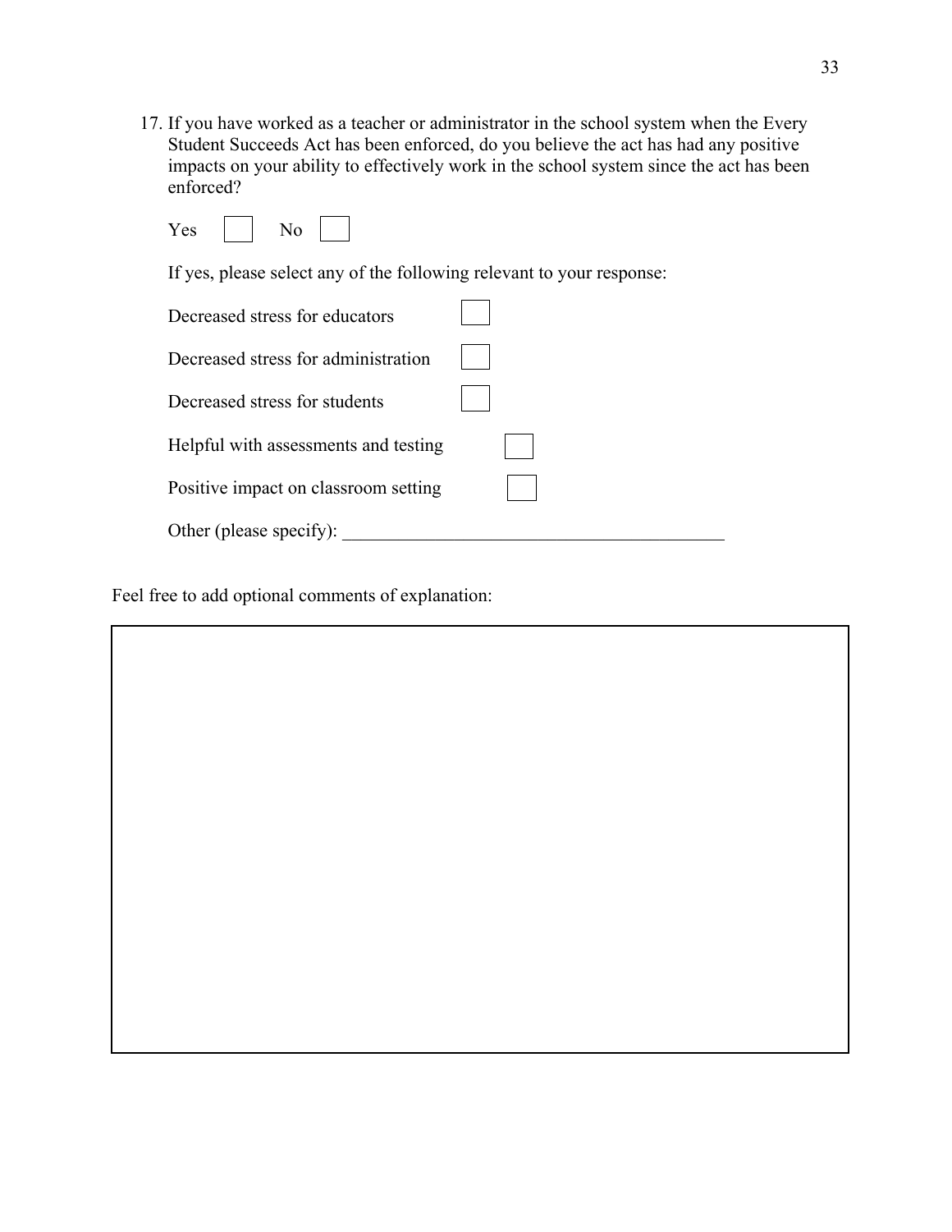17. If you have worked as a teacher or administrator in the school system when the Every Student Succeeds Act has been enforced, do you believe the act has had any positive impacts on your ability to effectively work in the school system since the act has been enforced?

    Yes ☐ No ☐

    If yes, please select any of the following relevant to your response:

    Decreased stress for educators ☐

    Decreased stress for administration ☐

    Decreased stress for students ☐

    Helpful with assessments and testing ☐

    Positive impact on classroom setting ☐

    Other (please specify): ________________________________________

Feel free to add optional comments of explanation: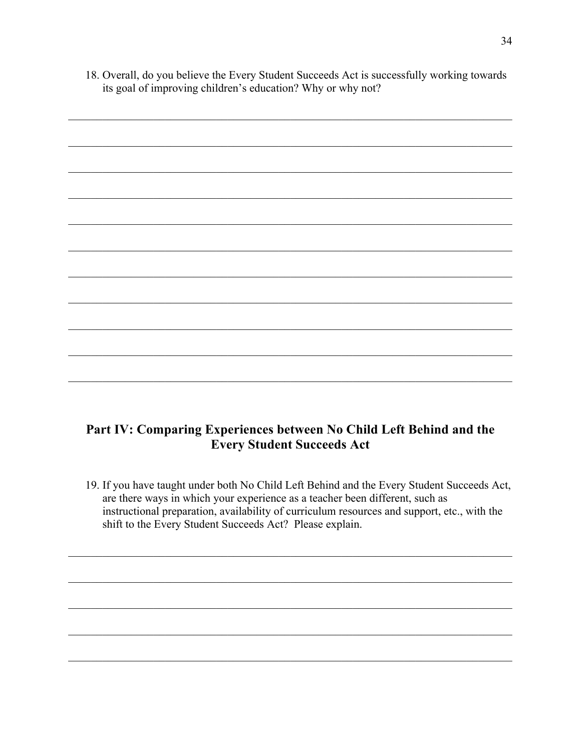18. Overall, do you believe the Every Student Succeeds Act is successfully working towards its goal of improving children's education? Why or why not?

## Part IV: Comparing Experiences between No Child Left Behind and the Every Student Succeeds Act

19. If you have taught under both No Child Left Behind and the Every Student Succeeds Act, are there ways in which your experience as a teacher been different, such as instructional preparation, availability of curriculum resources and support, etc., with the shift to the Every Student Succeeds Act? Please explain.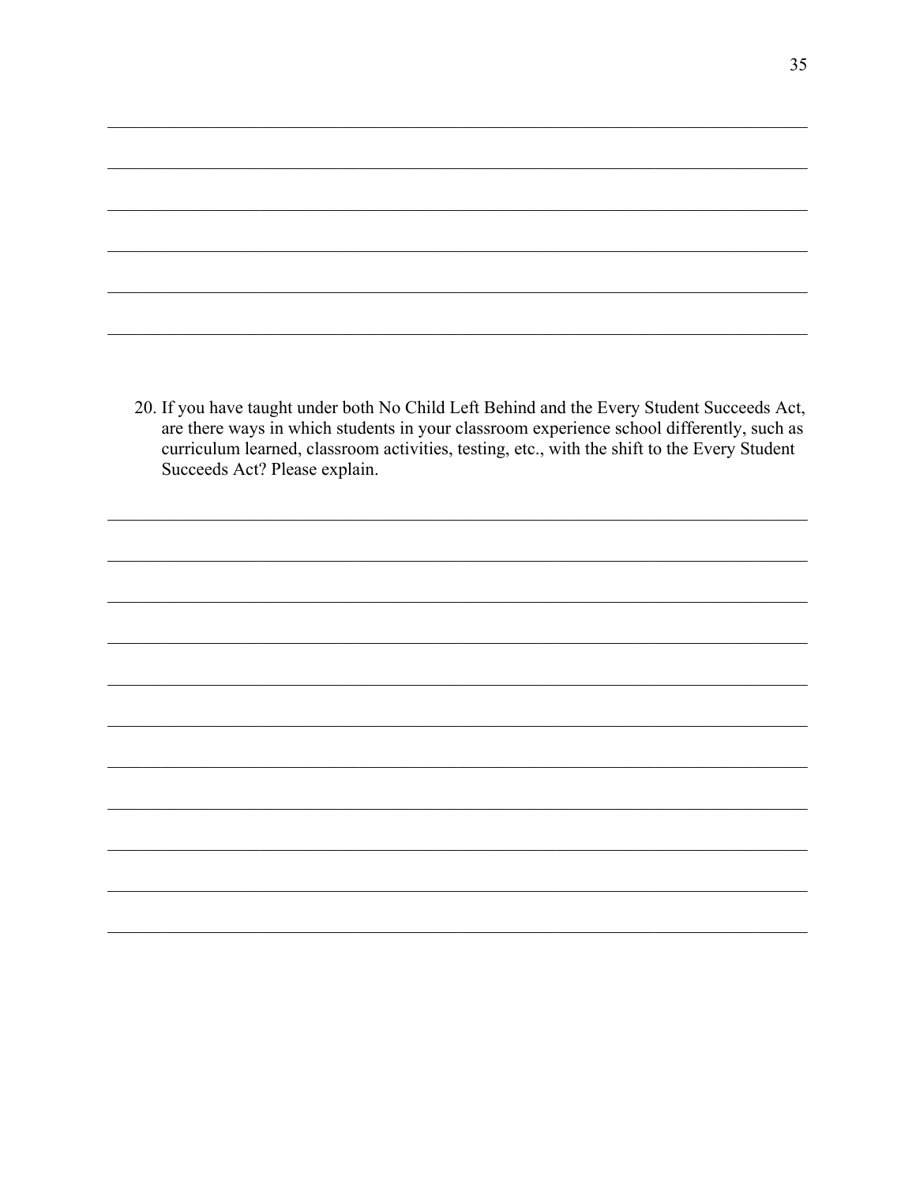20. If you have taught under both No Child Left Behind and the Every Student Succeeds Act, are there ways in which students in your classroom experience school differently, such as curriculum learned, classroom activities, testing, etc., with the shift to the Every Student Succeeds Act? Please explain.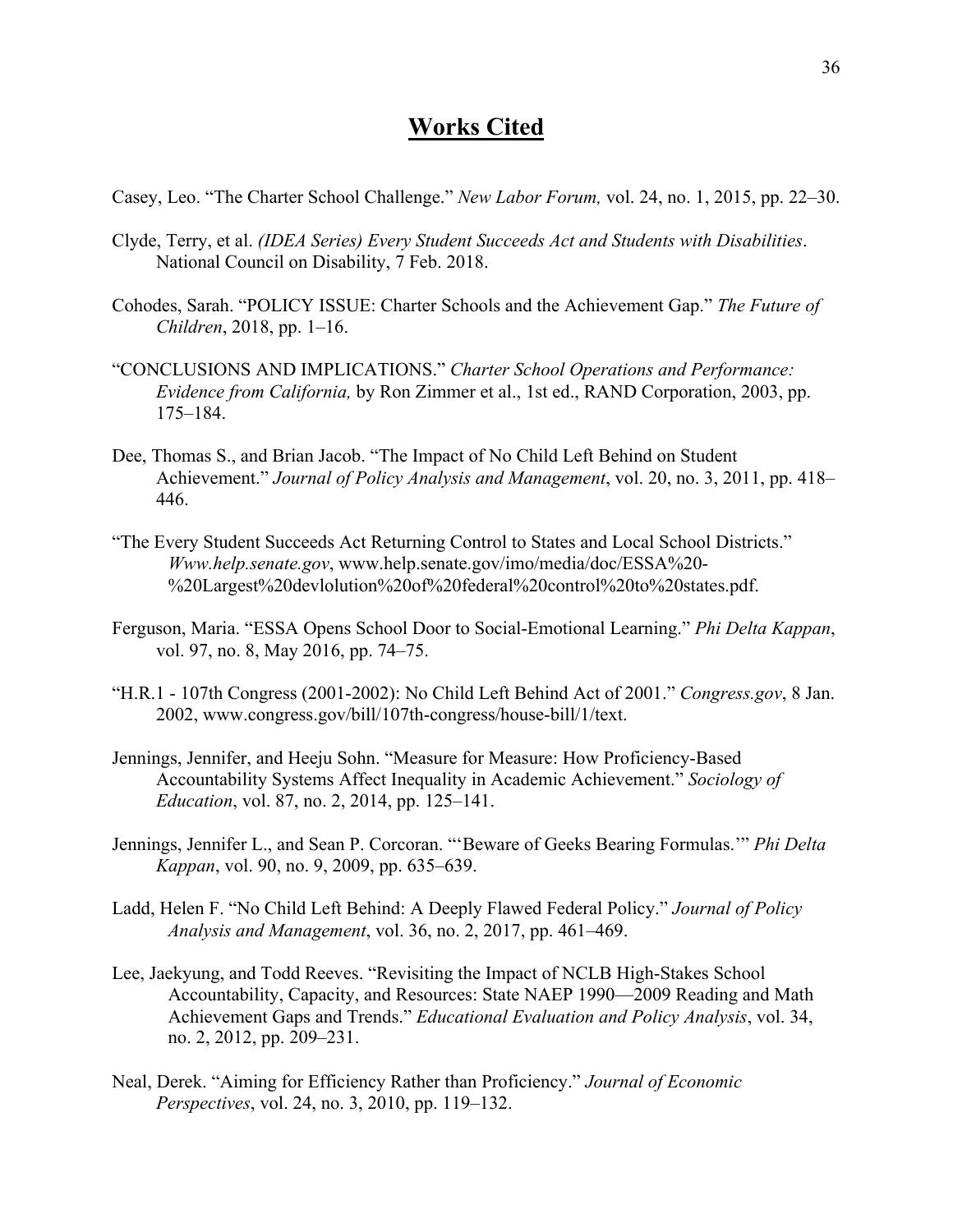# **Works Cited**

Casey, Leo. "The Charter School Challenge." *New Labor Forum,* vol. 24, no. 1, 2015, pp. 22–30.

Clyde, Terry, et al. *(IDEA Series) Every Student Succeeds Act and Students with Disabilities*. National Council on Disability, 7 Feb. 2018.

Cohodes, Sarah. "POLICY ISSUE: Charter Schools and the Achievement Gap." *The Future of Children*, 2018, pp. 1–16.

"CONCLUSIONS AND IMPLICATIONS." *Charter School Operations and Performance: Evidence from California,* by Ron Zimmer et al., 1st ed., RAND Corporation, 2003, pp. 175–184.

Dee, Thomas S., and Brian Jacob. "The Impact of No Child Left Behind on Student Achievement." *Journal of Policy Analysis and Management*, vol. 20, no. 3, 2011, pp. 418–446.

"The Every Student Succeeds Act Returning Control to States and Local School Districts." *Www.help.senate.gov*, www.help.senate.gov/imo/media/doc/ESSA%20-%20Largest%20devlolution%20of%20federal%20control%20to%20states.pdf.

Ferguson, Maria. "ESSA Opens School Door to Social-Emotional Learning." *Phi Delta Kappan*, vol. 97, no. 8, May 2016, pp. 74–75.

"H.R.1 - 107th Congress (2001-2002): No Child Left Behind Act of 2001." *Congress.gov*, 8 Jan. 2002, www.congress.gov/bill/107th-congress/house-bill/1/text.

Jennings, Jennifer, and Heeju Sohn. "Measure for Measure: How Proficiency-Based Accountability Systems Affect Inequality in Academic Achievement." *Sociology of Education*, vol. 87, no. 2, 2014, pp. 125–141.

Jennings, Jennifer L., and Sean P. Corcoran. "'Beware of Geeks Bearing Formulas.'" *Phi Delta Kappan*, vol. 90, no. 9, 2009, pp. 635–639.

Ladd, Helen F. "No Child Left Behind: A Deeply Flawed Federal Policy." *Journal of Policy Analysis and Management*, vol. 36, no. 2, 2017, pp. 461–469.

Lee, Jaekyung, and Todd Reeves. "Revisiting the Impact of NCLB High-Stakes School Accountability, Capacity, and Resources: State NAEP 1990—2009 Reading and Math Achievement Gaps and Trends." *Educational Evaluation and Policy Analysis*, vol. 34, no. 2, 2012, pp. 209–231.

Neal, Derek. "Aiming for Efficiency Rather than Proficiency." *Journal of Economic Perspectives*, vol. 24, no. 3, 2010, pp. 119–132.